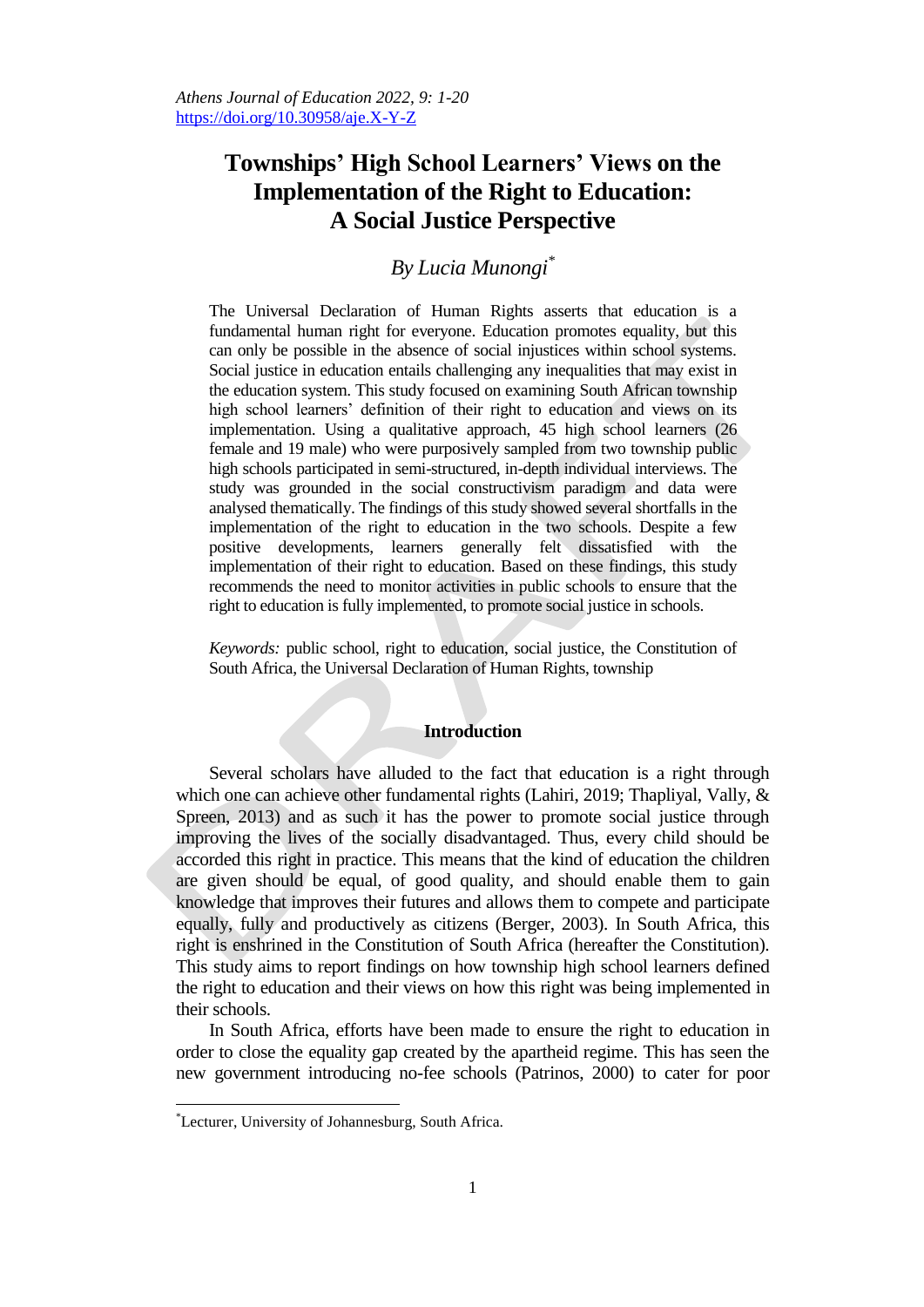# Townships' High School Learners' Views on the Implementation of the Right to Education: A Social Justice Perspective

*By Lucia Munongi*[*]

The Universal Declaration of Human Rights asserts that education is a fundamental human right for everyone. Education promotes equality, but this can only be possible in the absence of social injustices within school systems. Social justice in education entails challenging any inequalities that may exist in the education system. This study focused on examining South African township high school learners' definition of their right to education and views on its implementation. Using a qualitative approach, 45 high school learners (26 female and 19 male) who were purposively sampled from two township public high schools participated in semi-structured, in-depth individual interviews. The study was grounded in the social constructivism paradigm and data were analysed thematically. The findings of this study showed several shortfalls in the implementation of the right to education in the two schools. Despite a few positive developments, learners generally felt dissatisfied with the implementation of their right to education. Based on these findings, this study recommends the need to monitor activities in public schools to ensure that the right to education is fully implemented, to promote social justice in schools.

*Keywords:* public school, right to education, social justice, the Constitution of South Africa, the Universal Declaration of Human Rights, township

## Introduction

Several scholars have alluded to the fact that education is a right through which one can achieve other fundamental rights (Lahiri, 2019; Thapliyal, Vally, & Spreen, 2013) and as such it has the power to promote social justice through improving the lives of the socially disadvantaged. Thus, every child should be accorded this right in practice. This means that the kind of education the children are given should be equal, of good quality, and should enable them to gain knowledge that improves their futures and allows them to compete and participate equally, fully and productively as citizens (Berger, 2003). In South Africa, this right is enshrined in the Constitution of South Africa (hereafter the Constitution). This study aims to report findings on how township high school learners defined the right to education and their views on how this right was being implemented in their schools.

In South Africa, efforts have been made to ensure the right to education in order to close the equality gap created by the apartheid regime. This has seen the new government introducing no-fee schools (Patrinos, 2000) to cater for poor

[*]Lecturer, University of Johannesburg, South Africa.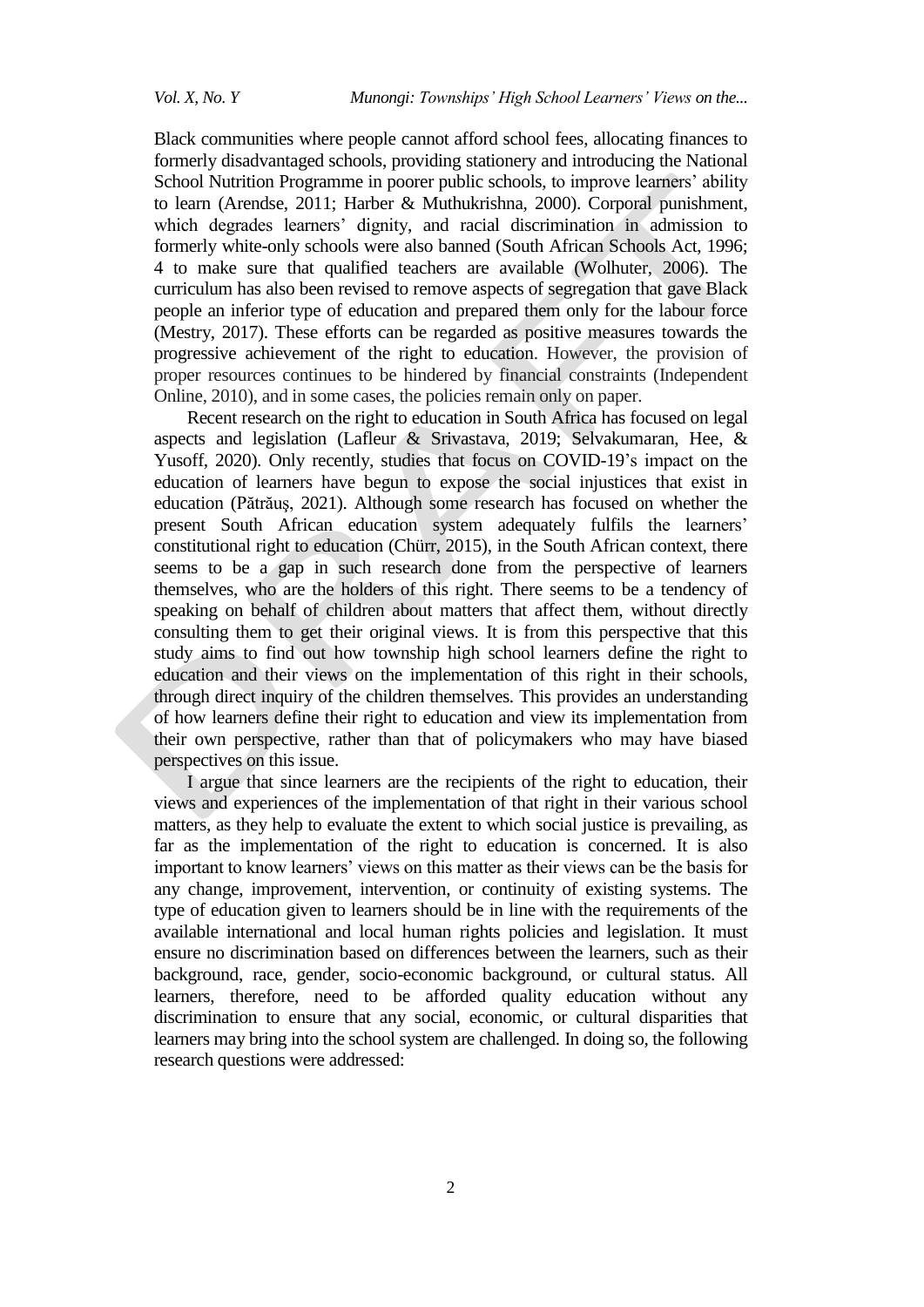Black communities where people cannot afford school fees, allocating finances to formerly disadvantaged schools, providing stationery and introducing the National School Nutrition Programme in poorer public schools, to improve learners' ability to learn (Arendse, 2011; Harber & Muthukrishna, 2000). Corporal punishment, which degrades learners' dignity, and racial discrimination in admission to formerly white-only schools were also banned (South African Schools Act, 1996; 4 to make sure that qualified teachers are available (Wolhuter, 2006). The curriculum has also been revised to remove aspects of segregation that gave Black people an inferior type of education and prepared them only for the labour force (Mestry, 2017). These efforts can be regarded as positive measures towards the progressive achievement of the right to education. However, the provision of proper resources continues to be hindered by financial constraints (Independent Online, 2010), and in some cases, the policies remain only on paper.

Recent research on the right to education in South Africa has focused on legal aspects and legislation (Lafleur & Srivastava, 2019; Selvakumaran, Hee, & Yusoff, 2020). Only recently, studies that focus on COVID-19's impact on the education of learners have begun to expose the social injustices that exist in education (Pătrăuș, 2021). Although some research has focused on whether the present South African education system adequately fulfils the learners' constitutional right to education (Chürr, 2015), in the South African context, there seems to be a gap in such research done from the perspective of learners themselves, who are the holders of this right. There seems to be a tendency of speaking on behalf of children about matters that affect them, without directly consulting them to get their original views. It is from this perspective that this study aims to find out how township high school learners define the right to education and their views on the implementation of this right in their schools, through direct inquiry of the children themselves. This provides an understanding of how learners define their right to education and view its implementation from their own perspective, rather than that of policymakers who may have biased perspectives on this issue.

I argue that since learners are the recipients of the right to education, their views and experiences of the implementation of that right in their various school matters, as they help to evaluate the extent to which social justice is prevailing, as far as the implementation of the right to education is concerned. It is also important to know learners' views on this matter as their views can be the basis for any change, improvement, intervention, or continuity of existing systems. The type of education given to learners should be in line with the requirements of the available international and local human rights policies and legislation. It must ensure no discrimination based on differences between the learners, such as their background, race, gender, socio-economic background, or cultural status. All learners, therefore, need to be afforded quality education without any discrimination to ensure that any social, economic, or cultural disparities that learners may bring into the school system are challenged. In doing so, the following research questions were addressed: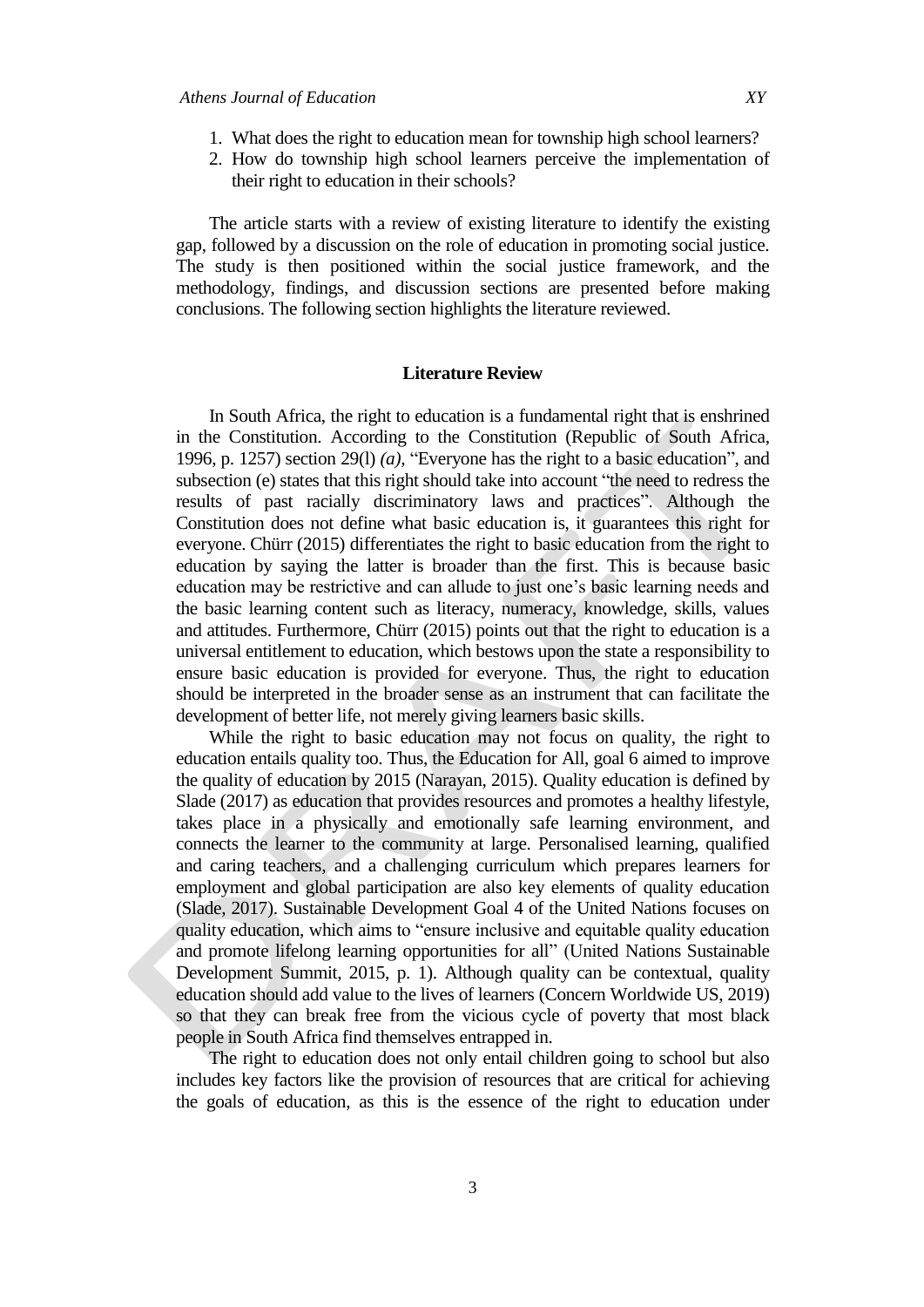1. What does the right to education mean for township high school learners?
2. How do township high school learners perceive the implementation of their right to education in their schools?

The article starts with a review of existing literature to identify the existing gap, followed by a discussion on the role of education in promoting social justice. The study is then positioned within the social justice framework, and the methodology, findings, and discussion sections are presented before making conclusions. The following section highlights the literature reviewed.

## Literature Review

In South Africa, the right to education is a fundamental right that is enshrined in the Constitution. According to the Constitution (Republic of South Africa, 1996, p. 1257) section 29(l) *(a),* "Everyone has the right to a basic education", and subsection (e) states that this right should take into account "the need to redress the results of past racially discriminatory laws and practices". Although the Constitution does not define what basic education is, it guarantees this right for everyone. Chürr (2015) differentiates the right to basic education from the right to education by saying the latter is broader than the first. This is because basic education may be restrictive and can allude to just one's basic learning needs and the basic learning content such as literacy, numeracy, knowledge, skills, values and attitudes. Furthermore, Chürr (2015) points out that the right to education is a universal entitlement to education, which bestows upon the state a responsibility to ensure basic education is provided for everyone. Thus, the right to education should be interpreted in the broader sense as an instrument that can facilitate the development of better life, not merely giving learners basic skills.

While the right to basic education may not focus on quality, the right to education entails quality too. Thus, the Education for All, goal 6 aimed to improve the quality of education by 2015 (Narayan, 2015). Quality education is defined by Slade (2017) as education that provides resources and promotes a healthy lifestyle, takes place in a physically and emotionally safe learning environment, and connects the learner to the community at large. Personalised learning, qualified and caring teachers, and a challenging curriculum which prepares learners for employment and global participation are also key elements of quality education (Slade, 2017). Sustainable Development Goal 4 of the United Nations focuses on quality education, which aims to "ensure inclusive and equitable quality education and promote lifelong learning opportunities for all" (United Nations Sustainable Development Summit, 2015, p. 1). Although quality can be contextual, quality education should add value to the lives of learners (Concern Worldwide US, 2019) so that they can break free from the vicious cycle of poverty that most black people in South Africa find themselves entrapped in.

The right to education does not only entail children going to school but also includes key factors like the provision of resources that are critical for achieving the goals of education, as this is the essence of the right to education under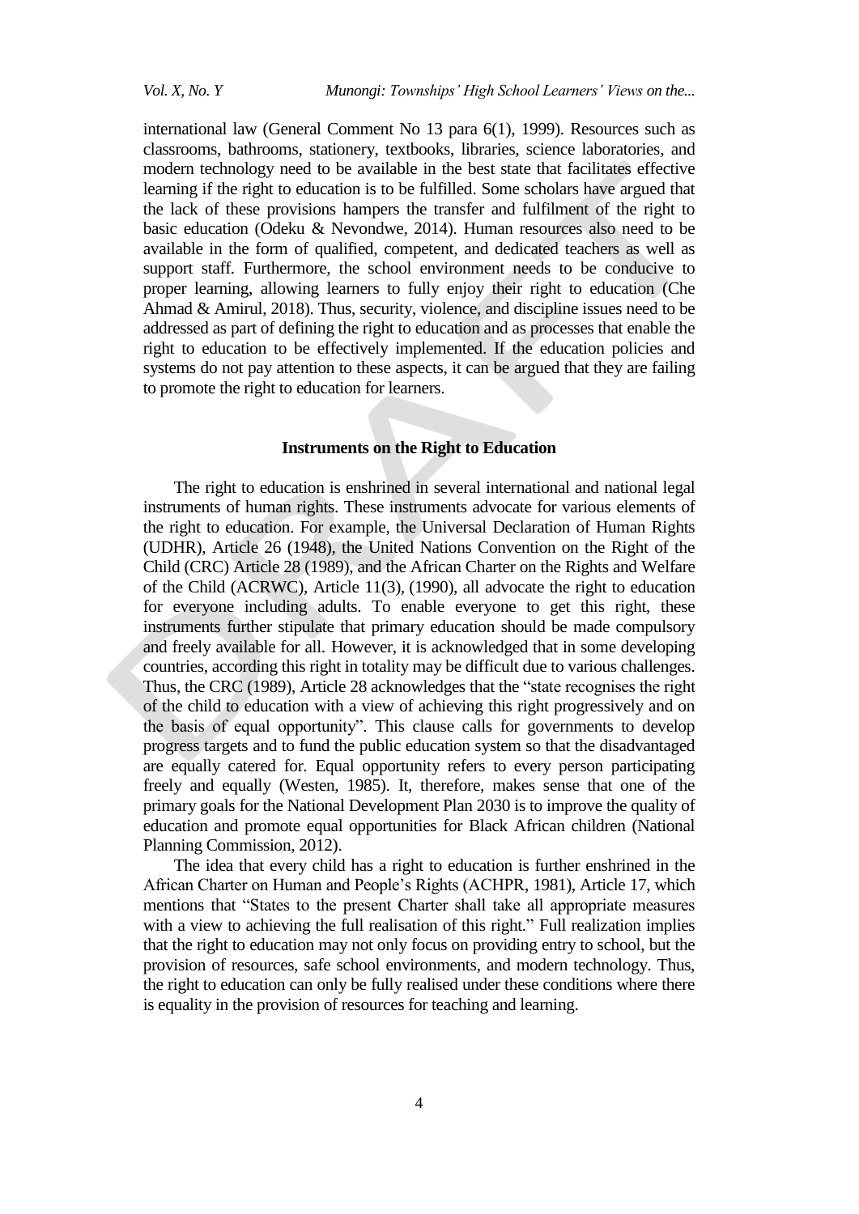international law (General Comment No 13 para 6(1), 1999). Resources such as classrooms, bathrooms, stationery, textbooks, libraries, science laboratories, and modern technology need to be available in the best state that facilitates effective learning if the right to education is to be fulfilled. Some scholars have argued that the lack of these provisions hampers the transfer and fulfilment of the right to basic education (Odeku & Nevondwe, 2014). Human resources also need to be available in the form of qualified, competent, and dedicated teachers as well as support staff. Furthermore, the school environment needs to be conducive to proper learning, allowing learners to fully enjoy their right to education (Che Ahmad & Amirul, 2018). Thus, security, violence, and discipline issues need to be addressed as part of defining the right to education and as processes that enable the right to education to be effectively implemented. If the education policies and systems do not pay attention to these aspects, it can be argued that they are failing to promote the right to education for learners.

## Instruments on the Right to Education

The right to education is enshrined in several international and national legal instruments of human rights. These instruments advocate for various elements of the right to education. For example, the Universal Declaration of Human Rights (UDHR), Article 26 (1948), the United Nations Convention on the Right of the Child (CRC) Article 28 (1989), and the African Charter on the Rights and Welfare of the Child (ACRWC), Article 11(3), (1990), all advocate the right to education for everyone including adults. To enable everyone to get this right, these instruments further stipulate that primary education should be made compulsory and freely available for all. However, it is acknowledged that in some developing countries, according this right in totality may be difficult due to various challenges. Thus, the CRC (1989), Article 28 acknowledges that the "state recognises the right of the child to education with a view of achieving this right progressively and on the basis of equal opportunity". This clause calls for governments to develop progress targets and to fund the public education system so that the disadvantaged are equally catered for. Equal opportunity refers to every person participating freely and equally (Westen, 1985). It, therefore, makes sense that one of the primary goals for the National Development Plan 2030 is to improve the quality of education and promote equal opportunities for Black African children (National Planning Commission, 2012).

The idea that every child has a right to education is further enshrined in the African Charter on Human and People's Rights (ACHPR, 1981), Article 17, which mentions that "States to the present Charter shall take all appropriate measures with a view to achieving the full realisation of this right." Full realization implies that the right to education may not only focus on providing entry to school, but the provision of resources, safe school environments, and modern technology. Thus, the right to education can only be fully realised under these conditions where there is equality in the provision of resources for teaching and learning.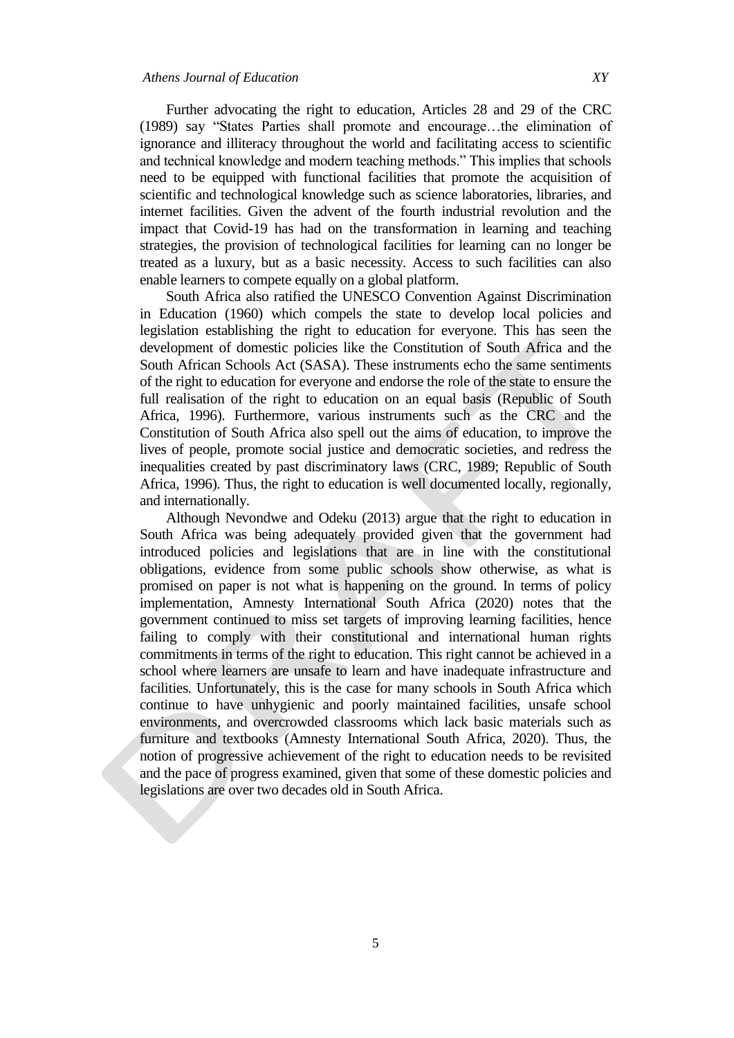Further advocating the right to education, Articles 28 and 29 of the CRC (1989) say "States Parties shall promote and encourage…the elimination of ignorance and illiteracy throughout the world and facilitating access to scientific and technical knowledge and modern teaching methods." This implies that schools need to be equipped with functional facilities that promote the acquisition of scientific and technological knowledge such as science laboratories, libraries, and internet facilities. Given the advent of the fourth industrial revolution and the impact that Covid-19 has had on the transformation in learning and teaching strategies, the provision of technological facilities for learning can no longer be treated as a luxury, but as a basic necessity. Access to such facilities can also enable learners to compete equally on a global platform.

South Africa also ratified the UNESCO Convention Against Discrimination in Education (1960) which compels the state to develop local policies and legislation establishing the right to education for everyone. This has seen the development of domestic policies like the Constitution of South Africa and the South African Schools Act (SASA). These instruments echo the same sentiments of the right to education for everyone and endorse the role of the state to ensure the full realisation of the right to education on an equal basis (Republic of South Africa, 1996). Furthermore, various instruments such as the CRC and the Constitution of South Africa also spell out the aims of education, to improve the lives of people, promote social justice and democratic societies, and redress the inequalities created by past discriminatory laws (CRC, 1989; Republic of South Africa, 1996). Thus, the right to education is well documented locally, regionally, and internationally.

Although Nevondwe and Odeku (2013) argue that the right to education in South Africa was being adequately provided given that the government had introduced policies and legislations that are in line with the constitutional obligations, evidence from some public schools show otherwise, as what is promised on paper is not what is happening on the ground. In terms of policy implementation, Amnesty International South Africa (2020) notes that the government continued to miss set targets of improving learning facilities, hence failing to comply with their constitutional and international human rights commitments in terms of the right to education. This right cannot be achieved in a school where learners are unsafe to learn and have inadequate infrastructure and facilities. Unfortunately, this is the case for many schools in South Africa which continue to have unhygienic and poorly maintained facilities, unsafe school environments, and overcrowded classrooms which lack basic materials such as furniture and textbooks (Amnesty International South Africa, 2020). Thus, the notion of progressive achievement of the right to education needs to be revisited and the pace of progress examined, given that some of these domestic policies and legislations are over two decades old in South Africa.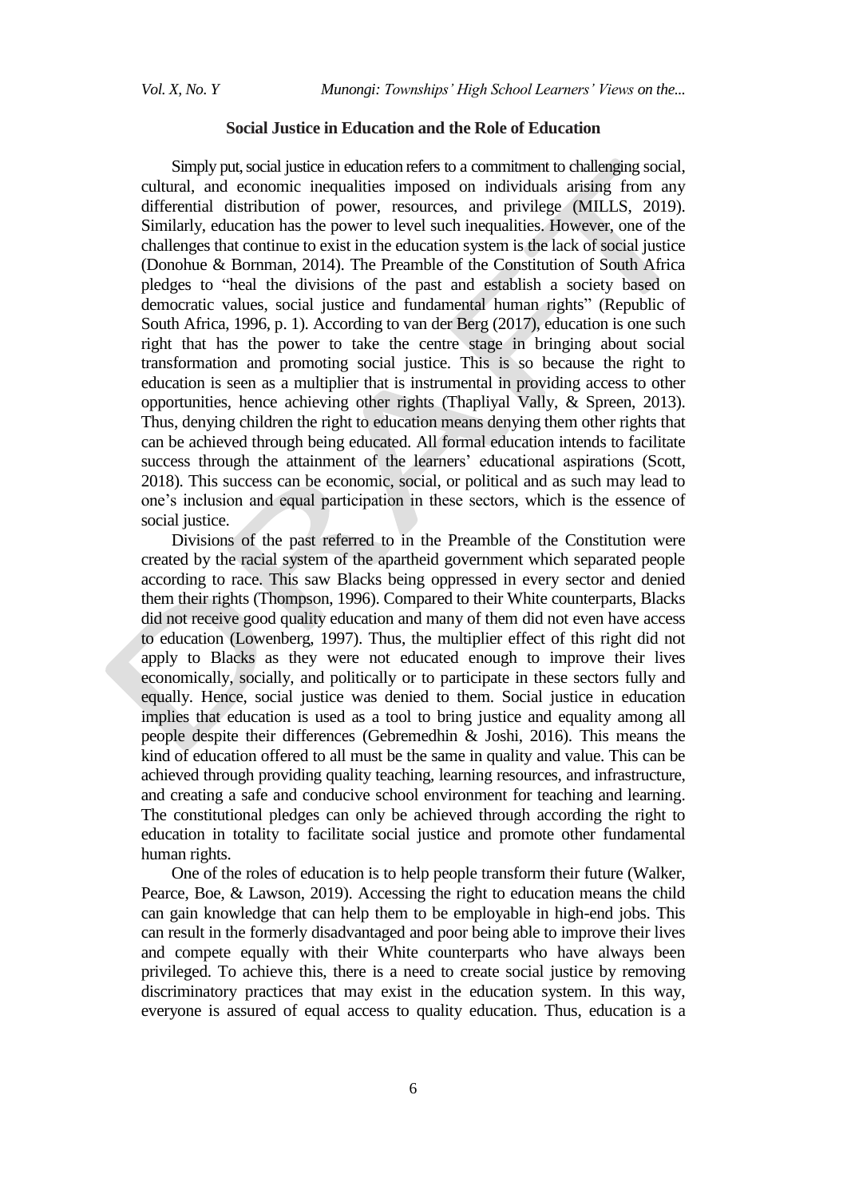## Social Justice in Education and the Role of Education

Simply put, social justice in education refers to a commitment to challenging social, cultural, and economic inequalities imposed on individuals arising from any differential distribution of power, resources, and privilege (MILLS, 2019). Similarly, education has the power to level such inequalities. However, one of the challenges that continue to exist in the education system is the lack of social justice (Donohue & Bornman, 2014). The Preamble of the Constitution of South Africa pledges to "heal the divisions of the past and establish a society based on democratic values, social justice and fundamental human rights" (Republic of South Africa, 1996, p. 1). According to van der Berg (2017), education is one such right that has the power to take the centre stage in bringing about social transformation and promoting social justice. This is so because the right to education is seen as a multiplier that is instrumental in providing access to other opportunities, hence achieving other rights (Thapliyal Vally, & Spreen, 2013). Thus, denying children the right to education means denying them other rights that can be achieved through being educated. All formal education intends to facilitate success through the attainment of the learners' educational aspirations (Scott, 2018). This success can be economic, social, or political and as such may lead to one's inclusion and equal participation in these sectors, which is the essence of social justice.

Divisions of the past referred to in the Preamble of the Constitution were created by the racial system of the apartheid government which separated people according to race. This saw Blacks being oppressed in every sector and denied them their rights (Thompson, 1996). Compared to their White counterparts, Blacks did not receive good quality education and many of them did not even have access to education (Lowenberg, 1997). Thus, the multiplier effect of this right did not apply to Blacks as they were not educated enough to improve their lives economically, socially, and politically or to participate in these sectors fully and equally. Hence, social justice was denied to them. Social justice in education implies that education is used as a tool to bring justice and equality among all people despite their differences (Gebremedhin & Joshi, 2016). This means the kind of education offered to all must be the same in quality and value. This can be achieved through providing quality teaching, learning resources, and infrastructure, and creating a safe and conducive school environment for teaching and learning. The constitutional pledges can only be achieved through according the right to education in totality to facilitate social justice and promote other fundamental human rights.

One of the roles of education is to help people transform their future (Walker, Pearce, Boe, & Lawson, 2019). Accessing the right to education means the child can gain knowledge that can help them to be employable in high-end jobs. This can result in the formerly disadvantaged and poor being able to improve their lives and compete equally with their White counterparts who have always been privileged. To achieve this, there is a need to create social justice by removing discriminatory practices that may exist in the education system. In this way, everyone is assured of equal access to quality education. Thus, education is a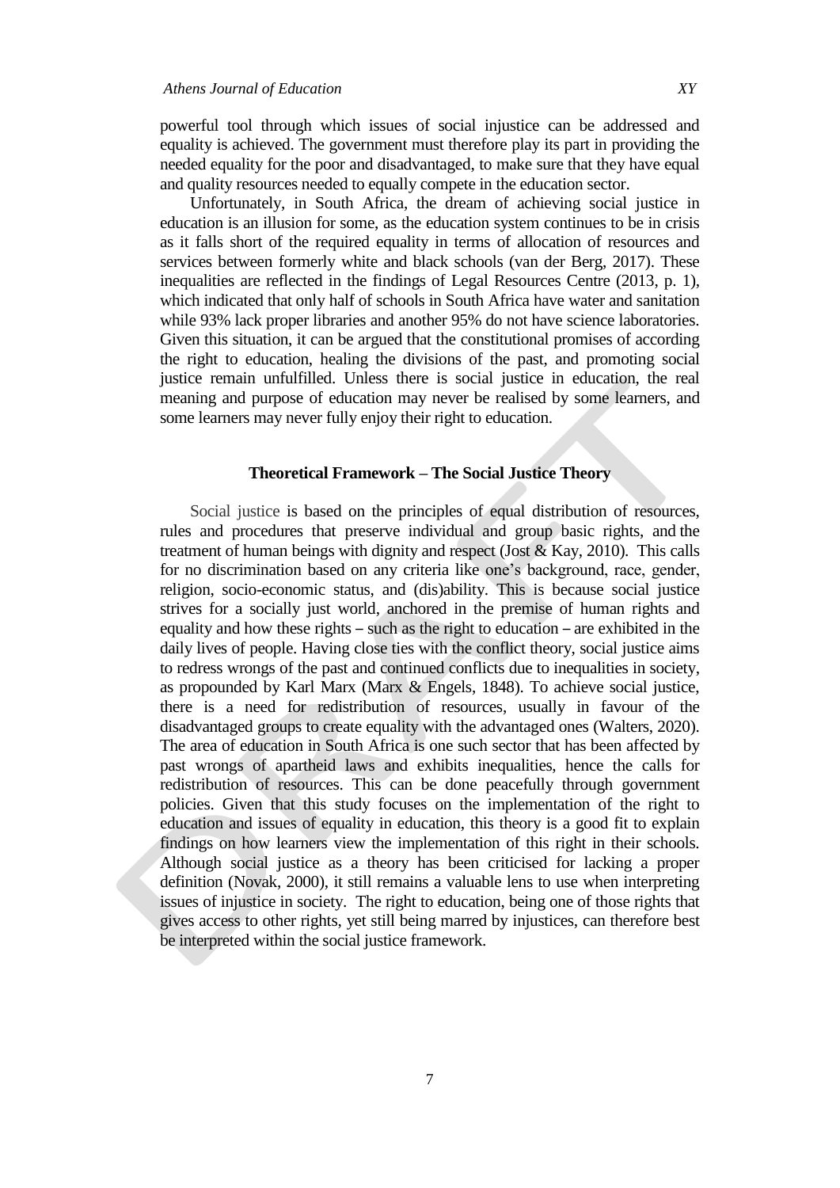powerful tool through which issues of social injustice can be addressed and equality is achieved. The government must therefore play its part in providing the needed equality for the poor and disadvantaged, to make sure that they have equal and quality resources needed to equally compete in the education sector.

Unfortunately, in South Africa, the dream of achieving social justice in education is an illusion for some, as the education system continues to be in crisis as it falls short of the required equality in terms of allocation of resources and services between formerly white and black schools (van der Berg, 2017). These inequalities are reflected in the findings of Legal Resources Centre (2013, p. 1), which indicated that only half of schools in South Africa have water and sanitation while 93% lack proper libraries and another 95% do not have science laboratories. Given this situation, it can be argued that the constitutional promises of according the right to education, healing the divisions of the past, and promoting social justice remain unfulfilled. Unless there is social justice in education, the real meaning and purpose of education may never be realised by some learners, and some learners may never fully enjoy their right to education.

## Theoretical Framework – The Social Justice Theory

Social justice is based on the principles of equal distribution of resources, rules and procedures that preserve individual and group basic rights, and the treatment of human beings with dignity and respect (Jost & Kay, 2010). This calls for no discrimination based on any criteria like one's background, race, gender, religion, socio-economic status, and (dis)ability. This is because social justice strives for a socially just world, anchored in the premise of human rights and equality and how these rights – such as the right to education – are exhibited in the daily lives of people. Having close ties with the conflict theory, social justice aims to redress wrongs of the past and continued conflicts due to inequalities in society, as propounded by Karl Marx (Marx & Engels, 1848). To achieve social justice, there is a need for redistribution of resources, usually in favour of the disadvantaged groups to create equality with the advantaged ones (Walters, 2020). The area of education in South Africa is one such sector that has been affected by past wrongs of apartheid laws and exhibits inequalities, hence the calls for redistribution of resources. This can be done peacefully through government policies. Given that this study focuses on the implementation of the right to education and issues of equality in education, this theory is a good fit to explain findings on how learners view the implementation of this right in their schools. Although social justice as a theory has been criticised for lacking a proper definition (Novak, 2000), it still remains a valuable lens to use when interpreting issues of injustice in society. The right to education, being one of those rights that gives access to other rights, yet still being marred by injustices, can therefore best be interpreted within the social justice framework.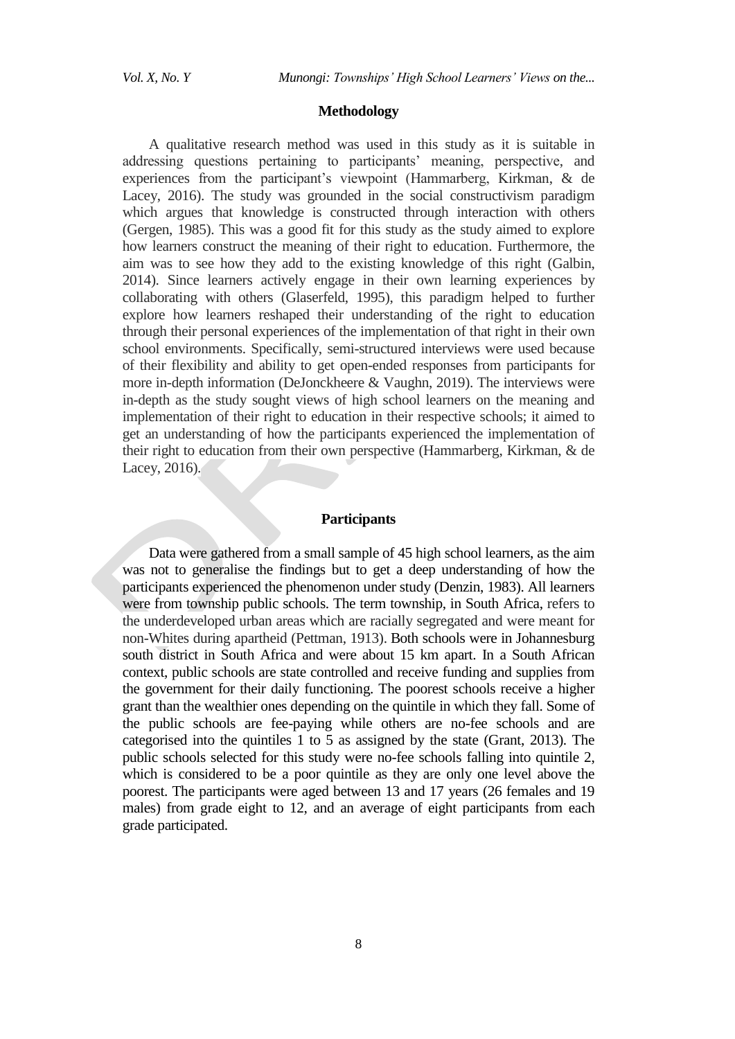## Methodology

A qualitative research method was used in this study as it is suitable in addressing questions pertaining to participants' meaning, perspective, and experiences from the participant's viewpoint (Hammarberg, Kirkman, & de Lacey, 2016). The study was grounded in the social constructivism paradigm which argues that knowledge is constructed through interaction with others (Gergen, 1985). This was a good fit for this study as the study aimed to explore how learners construct the meaning of their right to education. Furthermore, the aim was to see how they add to the existing knowledge of this right (Galbin, 2014). Since learners actively engage in their own learning experiences by collaborating with others (Glaserfeld, 1995), this paradigm helped to further explore how learners reshaped their understanding of the right to education through their personal experiences of the implementation of that right in their own school environments. Specifically, semi-structured interviews were used because of their flexibility and ability to get open-ended responses from participants for more in-depth information (DeJonckheere & Vaughn, 2019). The interviews were in-depth as the study sought views of high school learners on the meaning and implementation of their right to education in their respective schools; it aimed to get an understanding of how the participants experienced the implementation of their right to education from their own perspective (Hammarberg, Kirkman, & de Lacey, 2016).

## Participants

Data were gathered from a small sample of 45 high school learners, as the aim was not to generalise the findings but to get a deep understanding of how the participants experienced the phenomenon under study (Denzin, 1983). All learners were from township public schools. The term township, in South Africa, refers to the underdeveloped urban areas which are racially segregated and were meant for non-Whites during apartheid (Pettman, 1913). Both schools were in Johannesburg south district in South Africa and were about 15 km apart. In a South African context, public schools are state controlled and receive funding and supplies from the government for their daily functioning. The poorest schools receive a higher grant than the wealthier ones depending on the quintile in which they fall. Some of the public schools are fee-paying while others are no-fee schools and are categorised into the quintiles 1 to 5 as assigned by the state (Grant, 2013). The public schools selected for this study were no-fee schools falling into quintile 2, which is considered to be a poor quintile as they are only one level above the poorest. The participants were aged between 13 and 17 years (26 females and 19 males) from grade eight to 12, and an average of eight participants from each grade participated.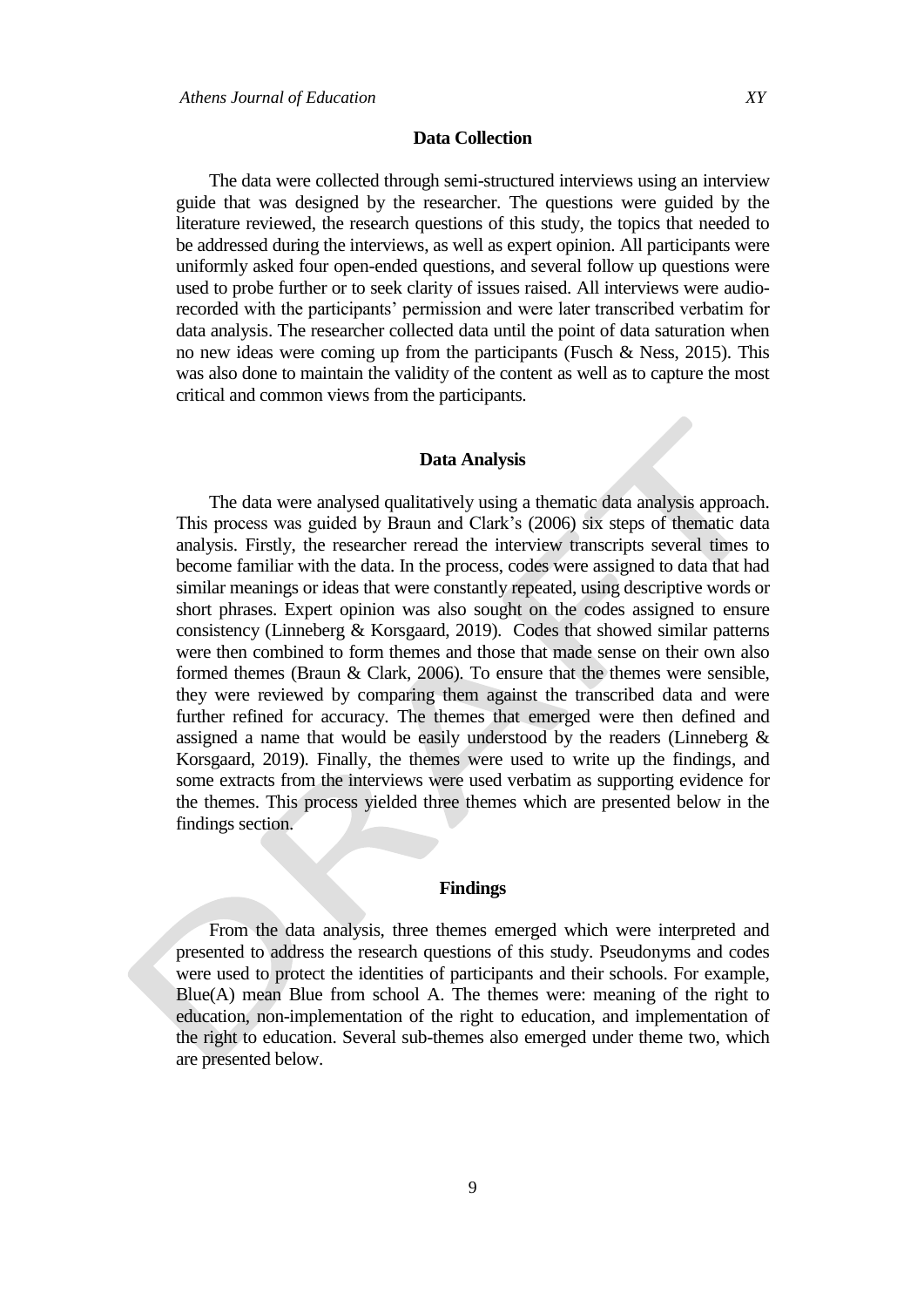## Data Collection

The data were collected through semi-structured interviews using an interview guide that was designed by the researcher. The questions were guided by the literature reviewed, the research questions of this study, the topics that needed to be addressed during the interviews, as well as expert opinion. All participants were uniformly asked four open-ended questions, and several follow up questions were used to probe further or to seek clarity of issues raised. All interviews were audio-recorded with the participants' permission and were later transcribed verbatim for data analysis. The researcher collected data until the point of data saturation when no new ideas were coming up from the participants (Fusch & Ness, 2015). This was also done to maintain the validity of the content as well as to capture the most critical and common views from the participants.

## Data Analysis

The data were analysed qualitatively using a thematic data analysis approach. This process was guided by Braun and Clark's (2006) six steps of thematic data analysis. Firstly, the researcher reread the interview transcripts several times to become familiar with the data. In the process, codes were assigned to data that had similar meanings or ideas that were constantly repeated, using descriptive words or short phrases. Expert opinion was also sought on the codes assigned to ensure consistency (Linneberg & Korsgaard, 2019). Codes that showed similar patterns were then combined to form themes and those that made sense on their own also formed themes (Braun & Clark, 2006). To ensure that the themes were sensible, they were reviewed by comparing them against the transcribed data and were further refined for accuracy. The themes that emerged were then defined and assigned a name that would be easily understood by the readers (Linneberg & Korsgaard, 2019). Finally, the themes were used to write up the findings, and some extracts from the interviews were used verbatim as supporting evidence for the themes. This process yielded three themes which are presented below in the findings section.

## Findings

From the data analysis, three themes emerged which were interpreted and presented to address the research questions of this study. Pseudonyms and codes were used to protect the identities of participants and their schools. For example, Blue(A) mean Blue from school A. The themes were: meaning of the right to education, non-implementation of the right to education, and implementation of the right to education. Several sub-themes also emerged under theme two, which are presented below.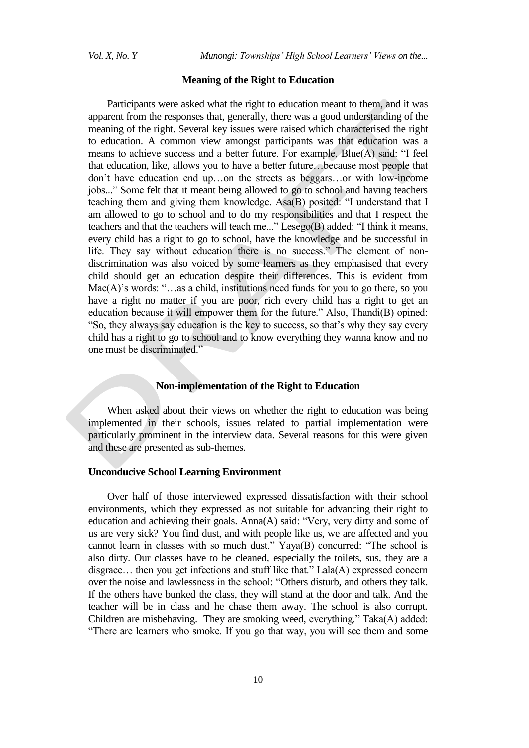## Meaning of the Right to Education

Participants were asked what the right to education meant to them, and it was apparent from the responses that, generally, there was a good understanding of the meaning of the right. Several key issues were raised which characterised the right to education. A common view amongst participants was that education was a means to achieve success and a better future. For example, Blue(A) said: "I feel that education, like, allows you to have a better future…because most people that don't have education end up…on the streets as beggars…or with low-income jobs..." Some felt that it meant being allowed to go to school and having teachers teaching them and giving them knowledge. Asa(B) posited: "I understand that I am allowed to go to school and to do my responsibilities and that I respect the teachers and that the teachers will teach me..." Lesego(B) added: "I think it means, every child has a right to go to school, have the knowledge and be successful in life. They say without education there is no success." The element of non-discrimination was also voiced by some learners as they emphasised that every child should get an education despite their differences. This is evident from Mac(A)'s words: "…as a child, institutions need funds for you to go there, so you have a right no matter if you are poor, rich every child has a right to get an education because it will empower them for the future." Also, Thandi(B) opined: "So, they always say education is the key to success, so that's why they say every child has a right to go to school and to know everything they wanna know and no one must be discriminated."

## Non-implementation of the Right to Education

When asked about their views on whether the right to education was being implemented in their schools, issues related to partial implementation were particularly prominent in the interview data. Several reasons for this were given and these are presented as sub-themes.

### Unconducive School Learning Environment

Over half of those interviewed expressed dissatisfaction with their school environments, which they expressed as not suitable for advancing their right to education and achieving their goals. Anna(A) said: "Very, very dirty and some of us are very sick? You find dust, and with people like us, we are affected and you cannot learn in classes with so much dust." Yaya(B) concurred: "The school is also dirty. Our classes have to be cleaned, especially the toilets, sus, they are a disgrace… then you get infections and stuff like that." Lala(A) expressed concern over the noise and lawlessness in the school: "Others disturb, and others they talk. If the others have bunked the class, they will stand at the door and talk. And the teacher will be in class and he chase them away. The school is also corrupt. Children are misbehaving. They are smoking weed, everything." Taka(A) added: "There are learners who smoke. If you go that way, you will see them and some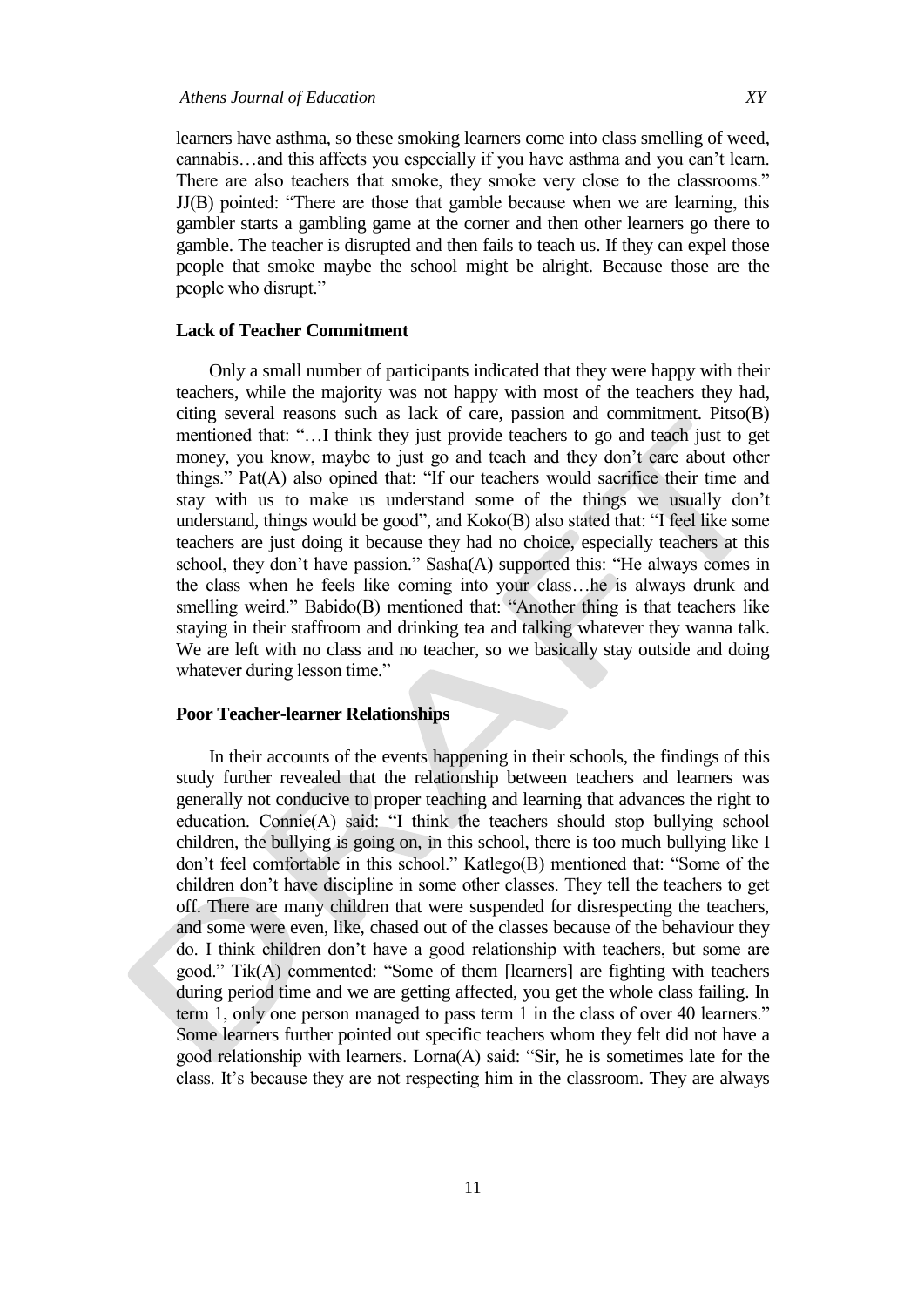learners have asthma, so these smoking learners come into class smelling of weed, cannabis…and this affects you especially if you have asthma and you can't learn. There are also teachers that smoke, they smoke very close to the classrooms." JJ(B) pointed: "There are those that gamble because when we are learning, this gambler starts a gambling game at the corner and then other learners go there to gamble. The teacher is disrupted and then fails to teach us. If they can expel those people that smoke maybe the school might be alright. Because those are the people who disrupt."

### Lack of Teacher Commitment

Only a small number of participants indicated that they were happy with their teachers, while the majority was not happy with most of the teachers they had, citing several reasons such as lack of care, passion and commitment. Pitso(B) mentioned that: "…I think they just provide teachers to go and teach just to get money, you know, maybe to just go and teach and they don't care about other things." Pat(A) also opined that: "If our teachers would sacrifice their time and stay with us to make us understand some of the things we usually don't understand, things would be good", and Koko(B) also stated that: "I feel like some teachers are just doing it because they had no choice, especially teachers at this school, they don't have passion." Sasha(A) supported this: "He always comes in the class when he feels like coming into your class…he is always drunk and smelling weird." Babido(B) mentioned that: "Another thing is that teachers like staying in their staffroom and drinking tea and talking whatever they wanna talk. We are left with no class and no teacher, so we basically stay outside and doing whatever during lesson time."

### Poor Teacher-learner Relationships

In their accounts of the events happening in their schools, the findings of this study further revealed that the relationship between teachers and learners was generally not conducive to proper teaching and learning that advances the right to education. Connie(A) said: "I think the teachers should stop bullying school children, the bullying is going on, in this school, there is too much bullying like I don't feel comfortable in this school." Katlego(B) mentioned that: "Some of the children don't have discipline in some other classes. They tell the teachers to get off. There are many children that were suspended for disrespecting the teachers, and some were even, like, chased out of the classes because of the behaviour they do. I think children don't have a good relationship with teachers, but some are good." Tik(A) commented: "Some of them [learners] are fighting with teachers during period time and we are getting affected, you get the whole class failing. In term 1, only one person managed to pass term 1 in the class of over 40 learners." Some learners further pointed out specific teachers whom they felt did not have a good relationship with learners. Lorna(A) said: "Sir, he is sometimes late for the class. It's because they are not respecting him in the classroom. They are always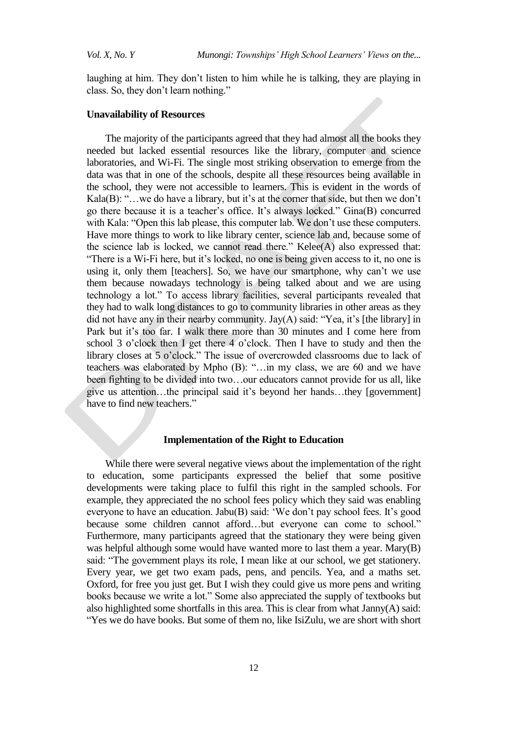laughing at him. They don't listen to him while he is talking, they are playing in class. So, they don't learn nothing."

#### Unavailability of Resources

The majority of the participants agreed that they had almost all the books they needed but lacked essential resources like the library, computer and science laboratories, and Wi-Fi. The single most striking observation to emerge from the data was that in one of the schools, despite all these resources being available in the school, they were not accessible to learners. This is evident in the words of Kala(B): "…we do have a library, but it's at the corner that side, but then we don't go there because it is a teacher's office. It's always locked." Gina(B) concurred with Kala: "Open this lab please, this computer lab. We don't use these computers. Have more things to work to like library center, science lab and, because some of the science lab is locked, we cannot read there." Kelee(A) also expressed that: "There is a Wi-Fi here, but it's locked, no one is being given access to it, no one is using it, only them [teachers]. So, we have our smartphone, why can't we use them because nowadays technology is being talked about and we are using technology a lot." To access library facilities, several participants revealed that they had to walk long distances to go to community libraries in other areas as they did not have any in their nearby community. Jay(A) said: "Yea, it's [the library] in Park but it's too far. I walk there more than 30 minutes and I come here from school 3 o'clock then I get there 4 o'clock. Then I have to study and then the library closes at 5 o'clock." The issue of overcrowded classrooms due to lack of teachers was elaborated by Mpho (B): "…in my class, we are 60 and we have been fighting to be divided into two…our educators cannot provide for us all, like give us attention…the principal said it's beyond her hands…they [government] have to find new teachers."

### Implementation of the Right to Education

While there were several negative views about the implementation of the right to education, some participants expressed the belief that some positive developments were taking place to fulfil this right in the sampled schools. For example, they appreciated the no school fees policy which they said was enabling everyone to have an education. Jabu(B) said: 'We don't pay school fees. It's good because some children cannot afford…but everyone can come to school." Furthermore, many participants agreed that the stationary they were being given was helpful although some would have wanted more to last them a year. Mary(B) said: "The government plays its role, I mean like at our school, we get stationery. Every year, we get two exam pads, pens, and pencils. Yea, and a maths set. Oxford, for free you just get. But I wish they could give us more pens and writing books because we write a lot." Some also appreciated the supply of textbooks but also highlighted some shortfalls in this area. This is clear from what Janny(A) said: "Yes we do have books. But some of them no, like IsiZulu, we are short with short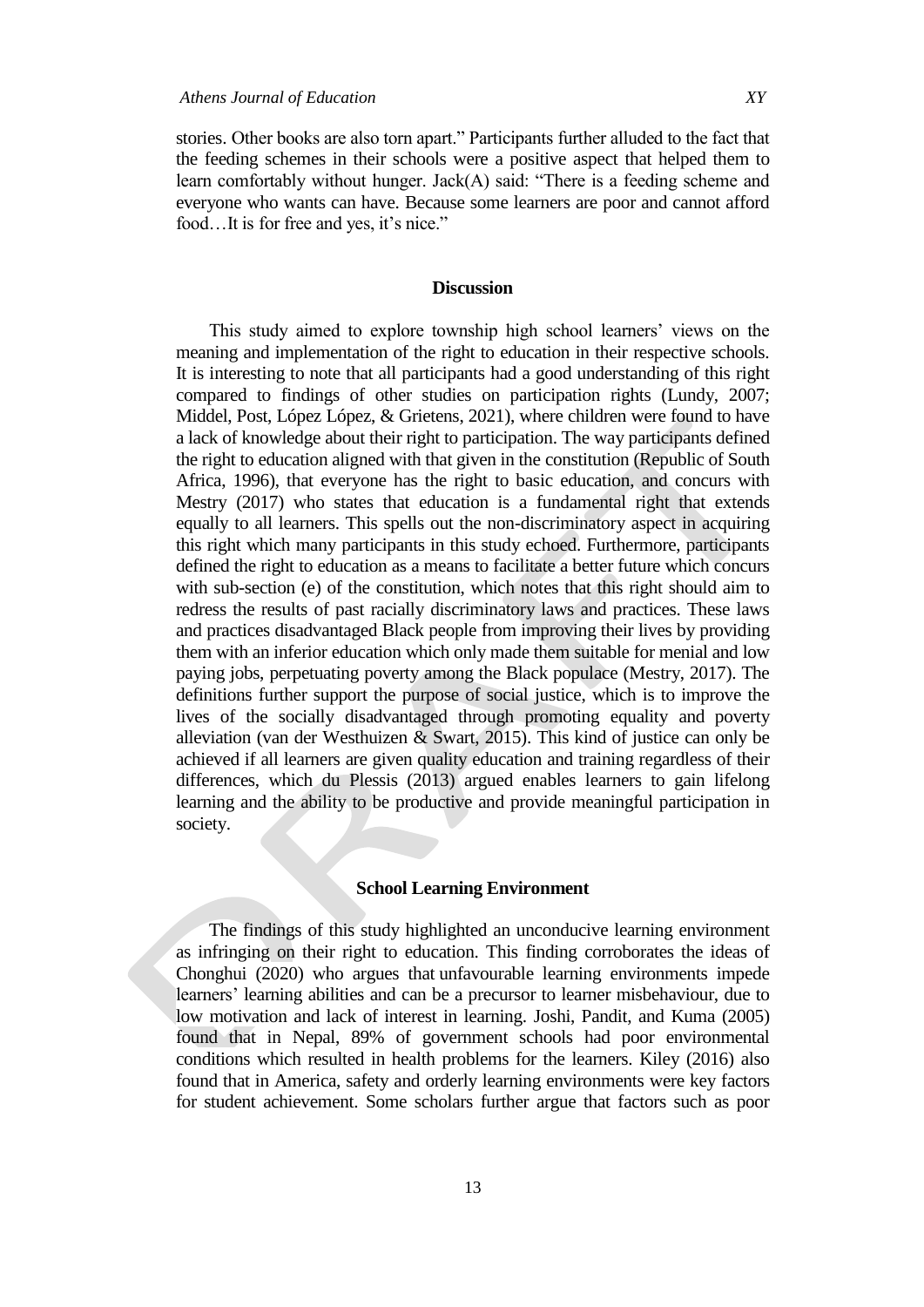stories. Other books are also torn apart." Participants further alluded to the fact that the feeding schemes in their schools were a positive aspect that helped them to learn comfortably without hunger. Jack(A) said: "There is a feeding scheme and everyone who wants can have. Because some learners are poor and cannot afford food…It is for free and yes, it's nice."

## Discussion

This study aimed to explore township high school learners' views on the meaning and implementation of the right to education in their respective schools. It is interesting to note that all participants had a good understanding of this right compared to findings of other studies on participation rights (Lundy, 2007; Middel, Post, López López, & Grietens, 2021), where children were found to have a lack of knowledge about their right to participation. The way participants defined the right to education aligned with that given in the constitution (Republic of South Africa, 1996), that everyone has the right to basic education, and concurs with Mestry (2017) who states that education is a fundamental right that extends equally to all learners. This spells out the non-discriminatory aspect in acquiring this right which many participants in this study echoed. Furthermore, participants defined the right to education as a means to facilitate a better future which concurs with sub-section (e) of the constitution, which notes that this right should aim to redress the results of past racially discriminatory laws and practices. These laws and practices disadvantaged Black people from improving their lives by providing them with an inferior education which only made them suitable for menial and low paying jobs, perpetuating poverty among the Black populace (Mestry, 2017). The definitions further support the purpose of social justice, which is to improve the lives of the socially disadvantaged through promoting equality and poverty alleviation (van der Westhuizen & Swart, 2015). This kind of justice can only be achieved if all learners are given quality education and training regardless of their differences, which du Plessis (2013) argued enables learners to gain lifelong learning and the ability to be productive and provide meaningful participation in society.

### School Learning Environment

The findings of this study highlighted an unconducive learning environment as infringing on their right to education. This finding corroborates the ideas of Chonghui (2020) who argues that unfavourable learning environments impede learners' learning abilities and can be a precursor to learner misbehaviour, due to low motivation and lack of interest in learning. Joshi, Pandit, and Kuma (2005) found that in Nepal, 89% of government schools had poor environmental conditions which resulted in health problems for the learners. Kiley (2016) also found that in America, safety and orderly learning environments were key factors for student achievement. Some scholars further argue that factors such as poor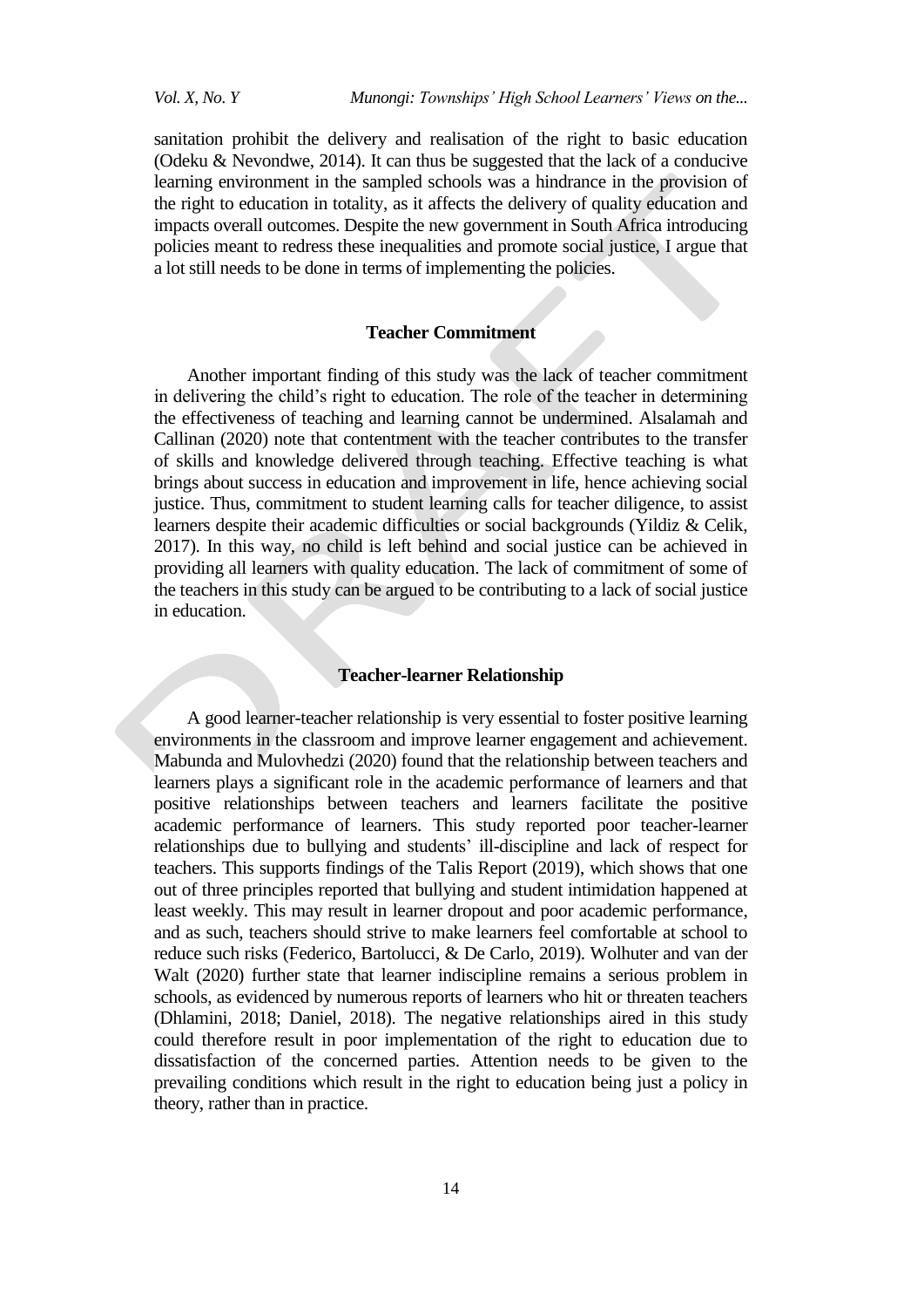sanitation prohibit the delivery and realisation of the right to basic education (Odeku & Nevondwe, 2014). It can thus be suggested that the lack of a conducive learning environment in the sampled schools was a hindrance in the provision of the right to education in totality, as it affects the delivery of quality education and impacts overall outcomes. Despite the new government in South Africa introducing policies meant to redress these inequalities and promote social justice, I argue that a lot still needs to be done in terms of implementing the policies.

## Teacher Commitment

Another important finding of this study was the lack of teacher commitment in delivering the child's right to education. The role of the teacher in determining the effectiveness of teaching and learning cannot be undermined. Alsalamah and Callinan (2020) note that contentment with the teacher contributes to the transfer of skills and knowledge delivered through teaching. Effective teaching is what brings about success in education and improvement in life, hence achieving social justice. Thus, commitment to student learning calls for teacher diligence, to assist learners despite their academic difficulties or social backgrounds (Yildiz & Celik, 2017). In this way, no child is left behind and social justice can be achieved in providing all learners with quality education. The lack of commitment of some of the teachers in this study can be argued to be contributing to a lack of social justice in education.

## Teacher-learner Relationship

A good learner-teacher relationship is very essential to foster positive learning environments in the classroom and improve learner engagement and achievement. Mabunda and Mulovhedzi (2020) found that the relationship between teachers and learners plays a significant role in the academic performance of learners and that positive relationships between teachers and learners facilitate the positive academic performance of learners. This study reported poor teacher-learner relationships due to bullying and students' ill-discipline and lack of respect for teachers. This supports findings of the Talis Report (2019), which shows that one out of three principles reported that bullying and student intimidation happened at least weekly. This may result in learner dropout and poor academic performance, and as such, teachers should strive to make learners feel comfortable at school to reduce such risks (Federico, Bartolucci, & De Carlo, 2019). Wolhuter and van der Walt (2020) further state that learner indiscipline remains a serious problem in schools, as evidenced by numerous reports of learners who hit or threaten teachers (Dhlamini, 2018; Daniel, 2018). The negative relationships aired in this study could therefore result in poor implementation of the right to education due to dissatisfaction of the concerned parties. Attention needs to be given to the prevailing conditions which result in the right to education being just a policy in theory, rather than in practice.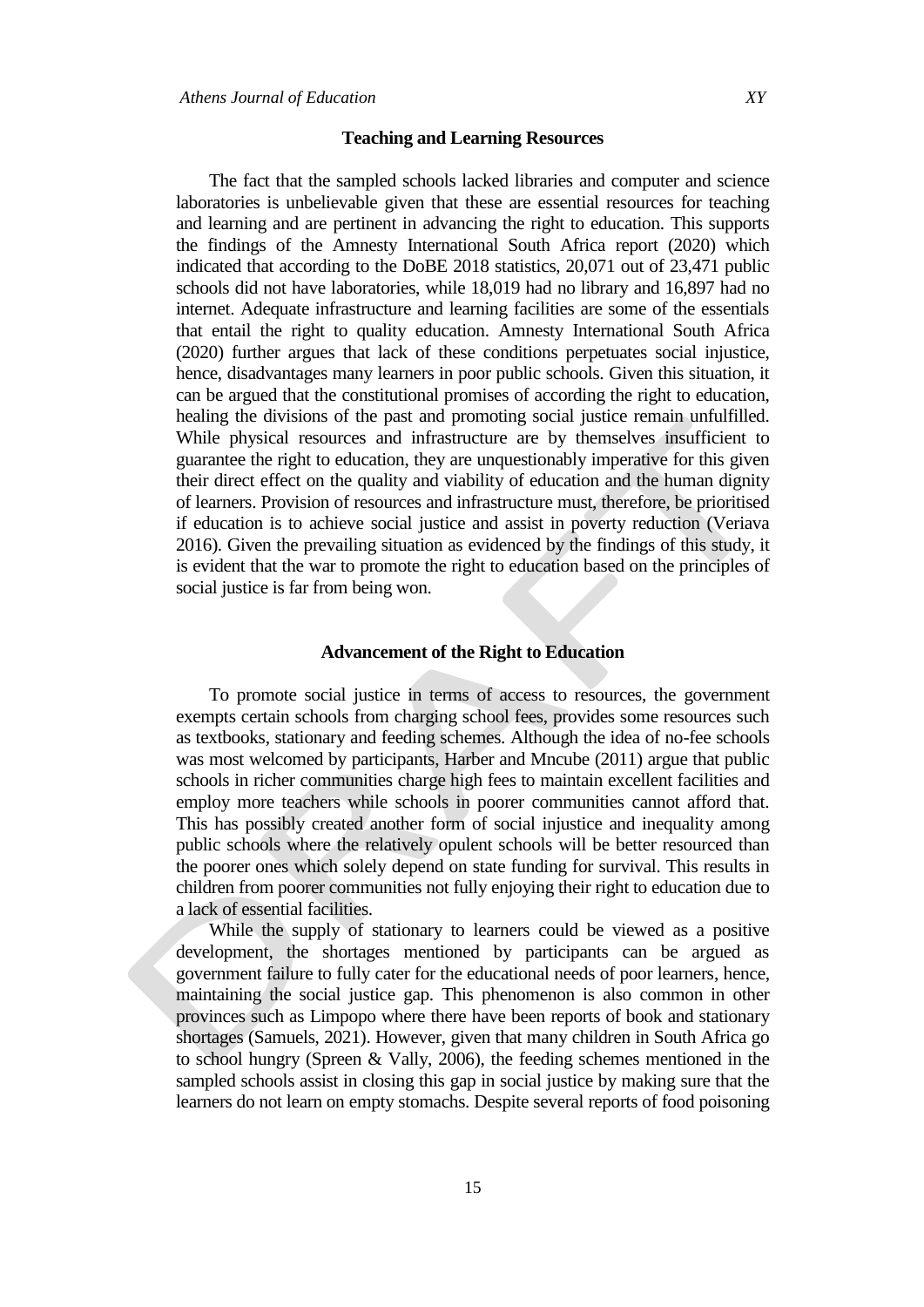### Teaching and Learning Resources

The fact that the sampled schools lacked libraries and computer and science laboratories is unbelievable given that these are essential resources for teaching and learning and are pertinent in advancing the right to education. This supports the findings of the Amnesty International South Africa report (2020) which indicated that according to the DoBE 2018 statistics, 20,071 out of 23,471 public schools did not have laboratories, while 18,019 had no library and 16,897 had no internet. Adequate infrastructure and learning facilities are some of the essentials that entail the right to quality education. Amnesty International South Africa (2020) further argues that lack of these conditions perpetuates social injustice, hence, disadvantages many learners in poor public schools. Given this situation, it can be argued that the constitutional promises of according the right to education, healing the divisions of the past and promoting social justice remain unfulfilled. While physical resources and infrastructure are by themselves insufficient to guarantee the right to education, they are unquestionably imperative for this given their direct effect on the quality and viability of education and the human dignity of learners. Provision of resources and infrastructure must, therefore, be prioritised if education is to achieve social justice and assist in poverty reduction (Veriava 2016). Given the prevailing situation as evidenced by the findings of this study, it is evident that the war to promote the right to education based on the principles of social justice is far from being won.

### Advancement of the Right to Education

To promote social justice in terms of access to resources, the government exempts certain schools from charging school fees, provides some resources such as textbooks, stationary and feeding schemes. Although the idea of no-fee schools was most welcomed by participants, Harber and Mncube (2011) argue that public schools in richer communities charge high fees to maintain excellent facilities and employ more teachers while schools in poorer communities cannot afford that. This has possibly created another form of social injustice and inequality among public schools where the relatively opulent schools will be better resourced than the poorer ones which solely depend on state funding for survival. This results in children from poorer communities not fully enjoying their right to education due to a lack of essential facilities.

While the supply of stationary to learners could be viewed as a positive development, the shortages mentioned by participants can be argued as government failure to fully cater for the educational needs of poor learners, hence, maintaining the social justice gap. This phenomenon is also common in other provinces such as Limpopo where there have been reports of book and stationary shortages (Samuels, 2021). However, given that many children in South Africa go to school hungry (Spreen & Vally, 2006), the feeding schemes mentioned in the sampled schools assist in closing this gap in social justice by making sure that the learners do not learn on empty stomachs. Despite several reports of food poisoning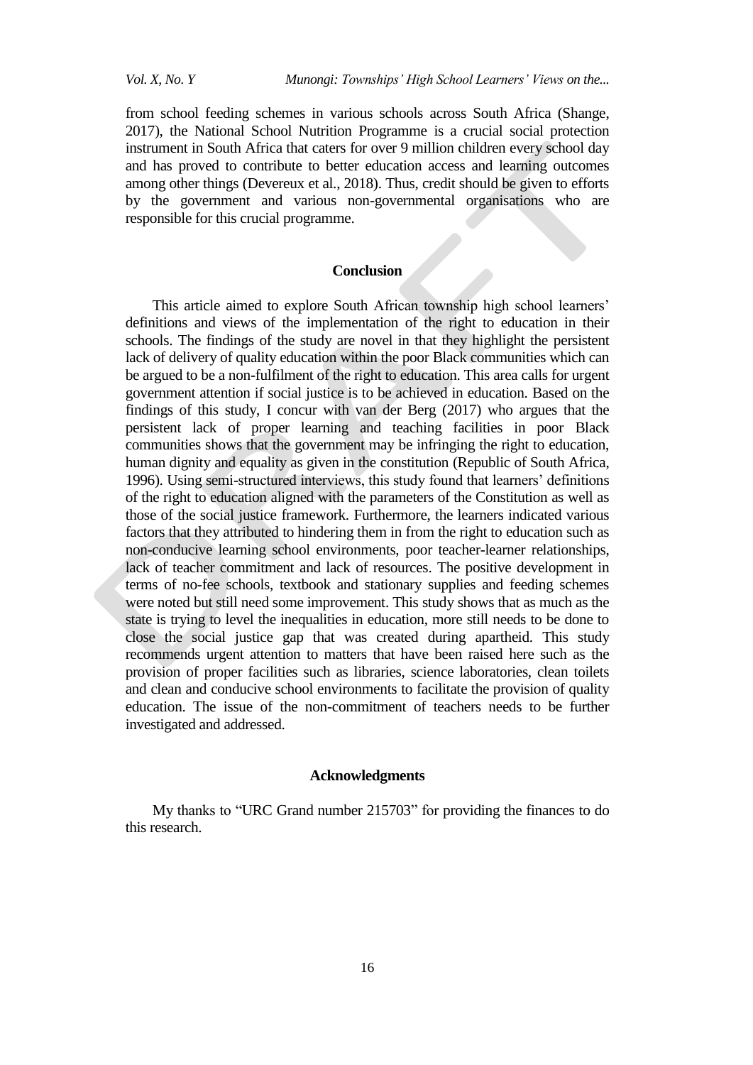from school feeding schemes in various schools across South Africa (Shange, 2017), the National School Nutrition Programme is a crucial social protection instrument in South Africa that caters for over 9 million children every school day and has proved to contribute to better education access and learning outcomes among other things (Devereux et al., 2018). Thus, credit should be given to efforts by the government and various non-governmental organisations who are responsible for this crucial programme.

## Conclusion

This article aimed to explore South African township high school learners' definitions and views of the implementation of the right to education in their schools. The findings of the study are novel in that they highlight the persistent lack of delivery of quality education within the poor Black communities which can be argued to be a non-fulfilment of the right to education. This area calls for urgent government attention if social justice is to be achieved in education. Based on the findings of this study, I concur with van der Berg (2017) who argues that the persistent lack of proper learning and teaching facilities in poor Black communities shows that the government may be infringing the right to education, human dignity and equality as given in the constitution (Republic of South Africa, 1996). Using semi-structured interviews, this study found that learners' definitions of the right to education aligned with the parameters of the Constitution as well as those of the social justice framework. Furthermore, the learners indicated various factors that they attributed to hindering them in from the right to education such as non-conducive learning school environments, poor teacher-learner relationships, lack of teacher commitment and lack of resources. The positive development in terms of no-fee schools, textbook and stationary supplies and feeding schemes were noted but still need some improvement. This study shows that as much as the state is trying to level the inequalities in education, more still needs to be done to close the social justice gap that was created during apartheid. This study recommends urgent attention to matters that have been raised here such as the provision of proper facilities such as libraries, science laboratories, clean toilets and clean and conducive school environments to facilitate the provision of quality education. The issue of the non-commitment of teachers needs to be further investigated and addressed.

## Acknowledgments

My thanks to "URC Grand number 215703" for providing the finances to do this research.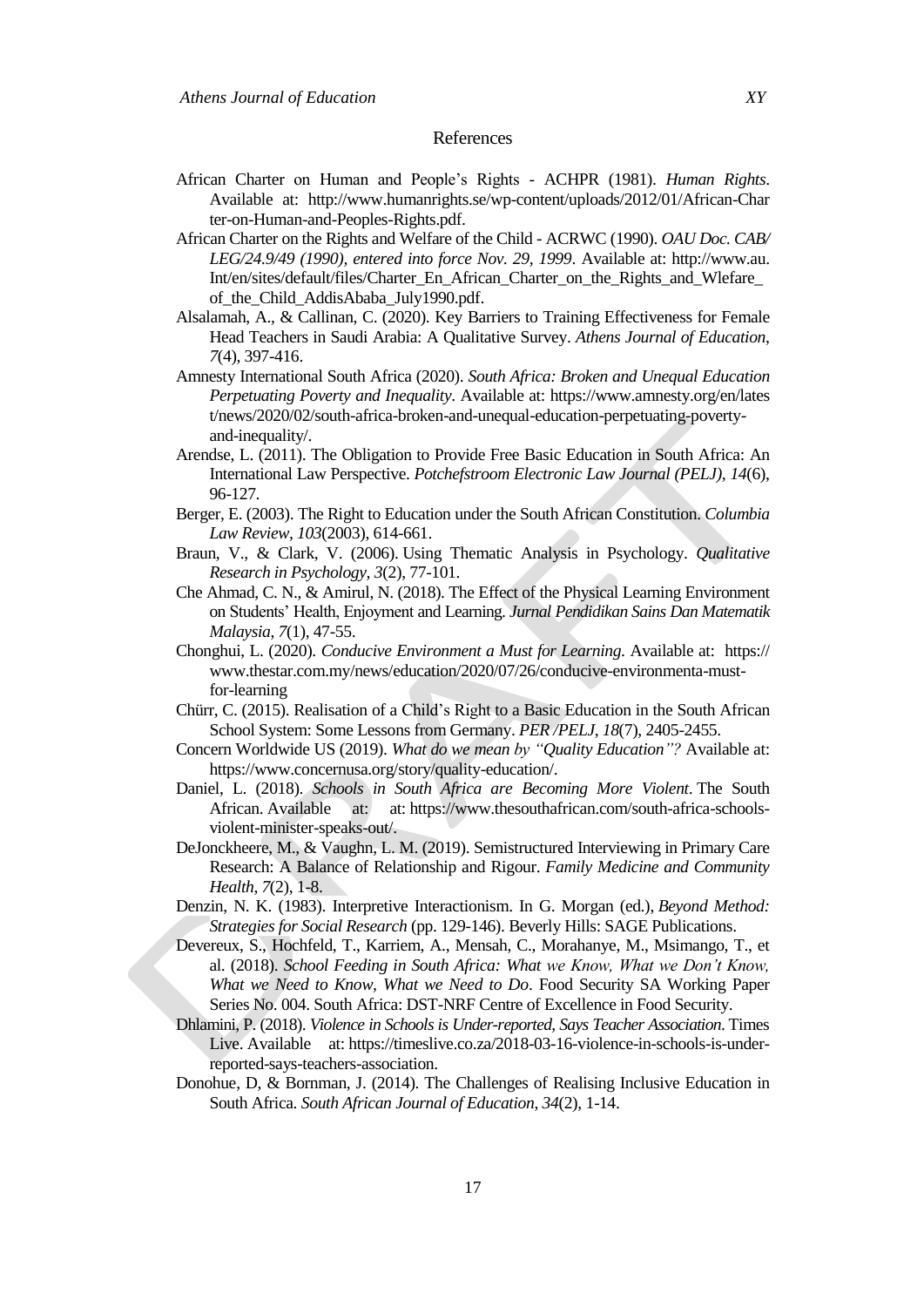## References

African Charter on Human and People's Rights - ACHPR (1981). *Human Rights*. Available at: http://www.humanrights.se/wp-content/uploads/2012/01/African-Charter-on-Human-and-Peoples-Rights.pdf.

African Charter on the Rights and Welfare of the Child - ACRWC (1990). *OAU Doc. CAB/LEG/24.9/49 (1990), entered into force Nov. 29, 1999*. Available at: http://www.au.Int/en/sites/default/files/Charter_En_African_Charter_on_the_Rights_and_Wlefare_of_the_Child_AddisAbaba_July1990.pdf.

Alsalamah, A., & Callinan, C. (2020). Key Barriers to Training Effectiveness for Female Head Teachers in Saudi Arabia: A Qualitative Survey. *Athens Journal of Education*, *7*(4), 397-416.

Amnesty International South Africa (2020). *South Africa: Broken and Unequal Education Perpetuating Poverty and Inequality*. Available at: https://www.amnesty.org/en/latest/news/2020/02/south-africa-broken-and-unequal-education-perpetuating-poverty-and-inequality/.

Arendse, L. (2011). The Obligation to Provide Free Basic Education in South Africa: An International Law Perspective. *Potchefstroom Electronic Law Journal (PELJ)*, *14*(6), 96-127.

Berger, E. (2003). The Right to Education under the South African Constitution. *Columbia Law Review*, *103*(2003), 614-661.

Braun, V., & Clark, V. (2006). Using Thematic Analysis in Psychology. *Qualitative Research in Psychology, 3*(2), 77-101.

Che Ahmad, C. N., & Amirul, N. (2018). The Effect of the Physical Learning Environment on Students' Health, Enjoyment and Learning. *Jurnal Pendidikan Sains Dan Matematik Malaysia*, *7*(1), 47-55.

Chonghui, L. (2020). *Conducive Environment a Must for Learning*. Available at: https://www.thestar.com.my/news/education/2020/07/26/conducive-environmenta-must-for-learning

Chürr, C. (2015). Realisation of a Child's Right to a Basic Education in the South African School System: Some Lessons from Germany. *PER /PELJ*, *18*(7), 2405-2455.

Concern Worldwide US (2019). *What do we mean by "Quality Education"?* Available at: https://www.concernusa.org/story/quality-education/.

Daniel, L. (2018). *Schools in South Africa are Becoming More Violent*. The South African. Available at: at: https://www.thesouthafrican.com/south-africa-schools-violent-minister-speaks-out/.

DeJonckheere, M., & Vaughn, L. M. (2019). Semistructured Interviewing in Primary Care Research: A Balance of Relationship and Rigour. *Family Medicine and Community Health*, *7*(2), 1-8.

Denzin, N. K. (1983). Interpretive Interactionism. In G. Morgan (ed.), *Beyond Method: Strategies for Social Research* (pp. 129-146). Beverly Hills: SAGE Publications.

Devereux, S., Hochfeld, T., Karriem, A., Mensah, C., Morahanye, M., Msimango, T., et al. (2018). *School Feeding in South Africa: What we Know, What we Don't Know, What we Need to Know, What we Need to Do*. Food Security SA Working Paper Series No. 004. South Africa: DST-NRF Centre of Excellence in Food Security.

Dhlamini, P. (2018). *Violence in Schools is Under-reported, Says Teacher Association*. Times Live. Available at: https://timeslive.co.za/2018-03-16-violence-in-schools-is-under-reported-says-teachers-association.

Donohue, D, & Bornman, J. (2014). The Challenges of Realising Inclusive Education in South Africa. *South African Journal of Education*, *34*(2), 1-14.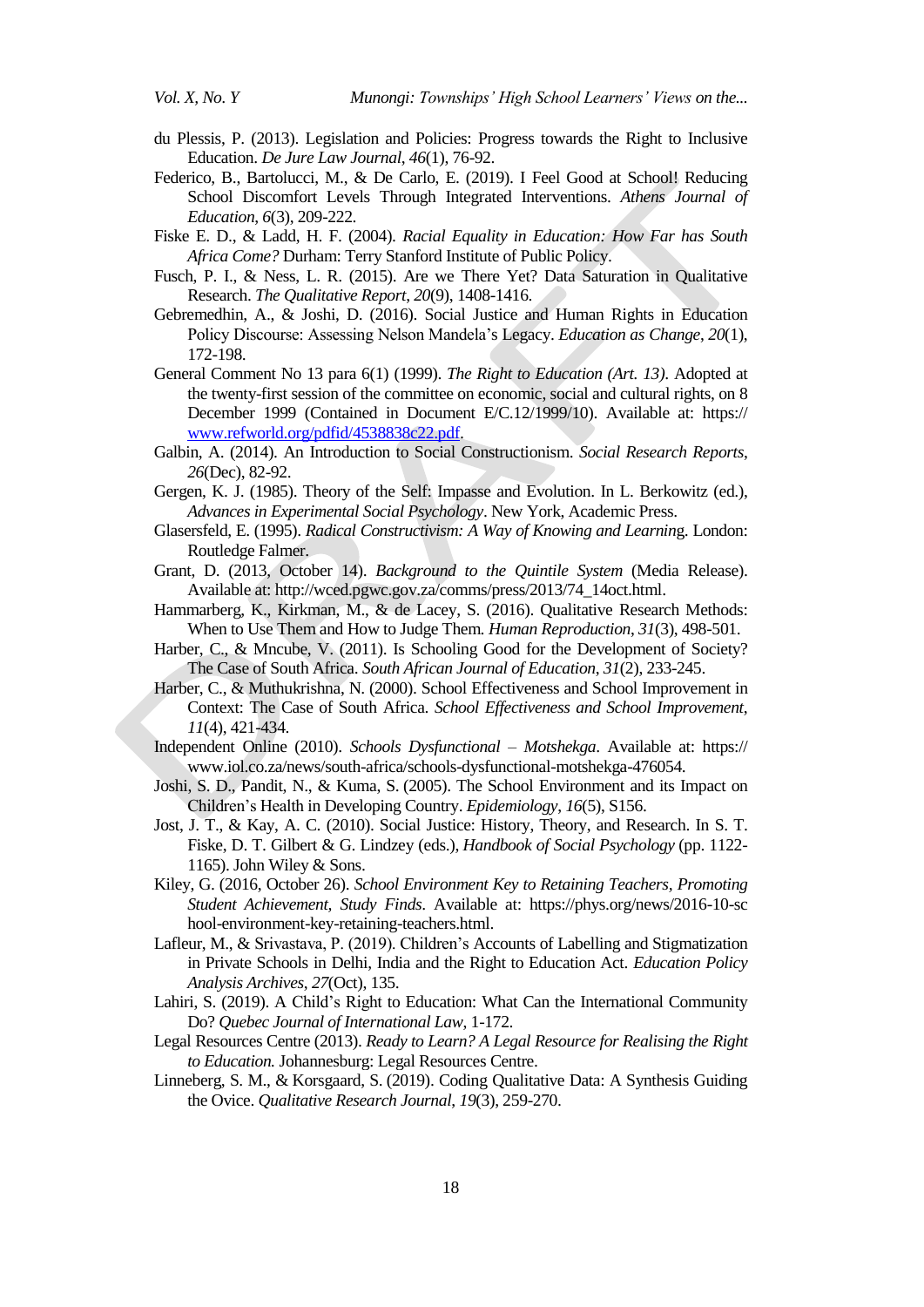du Plessis, P. (2013). Legislation and Policies: Progress towards the Right to Inclusive Education. *De Jure Law Journal*, *46*(1), 76-92.

Federico, B., Bartolucci, M., & De Carlo, E. (2019). I Feel Good at School! Reducing School Discomfort Levels Through Integrated Interventions. *Athens Journal of Education*, *6*(3), 209-222.

Fiske E. D., & Ladd, H. F. (2004). *Racial Equality in Education: How Far has South Africa Come?* Durham: Terry Stanford Institute of Public Policy.

Fusch, P. I., & Ness, L. R. (2015). Are we There Yet? Data Saturation in Qualitative Research. *The Qualitative Report*, *20*(9), 1408-1416.

Gebremedhin, A., & Joshi, D. (2016). Social Justice and Human Rights in Education Policy Discourse: Assessing Nelson Mandela's Legacy. *Education as Change*, *20*(1), 172-198.

General Comment No 13 para 6(1) (1999). *The Right to Education (Art. 13)*. Adopted at the twenty-first session of the committee on economic, social and cultural rights, on 8 December 1999 (Contained in Document E/C.12/1999/10). Available at: https://www.refworld.org/pdfid/4538838c22.pdf.

Galbin, A. (2014). An Introduction to Social Constructionism. *Social Research Reports*, *26*(Dec), 82-92.

Gergen, K. J. (1985). Theory of the Self: Impasse and Evolution. In L. Berkowitz (ed.), *Advances in Experimental Social Psychology*. New York, Academic Press.

Glasersfeld, E. (1995). *Radical Constructivism: A Way of Knowing and Learning*. London: Routledge Falmer.

Grant, D. (2013, October 14). *Background to the Quintile System* (Media Release). Available at: http://wced.pgwc.gov.za/comms/press/2013/74_14oct.html.

Hammarberg, K., Kirkman, M., & de Lacey, S. (2016). Qualitative Research Methods: When to Use Them and How to Judge Them. *Human Reproduction*, *31*(3), 498-501.

Harber, C., & Mncube, V. (2011). Is Schooling Good for the Development of Society? The Case of South Africa. *South African Journal of Education*, *31*(2), 233-245.

Harber, C., & Muthukrishna, N. (2000). School Effectiveness and School Improvement in Context: The Case of South Africa. *School Effectiveness and School Improvement*, *11*(4), 421-434.

Independent Online (2010). *Schools Dysfunctional – Motshekga*. Available at: https://www.iol.co.za/news/south-africa/schools-dysfunctional-motshekga-476054.

Joshi, S. D., Pandit, N., & Kuma, S. (2005). The School Environment and its Impact on Children's Health in Developing Country. *Epidemiology*, *16*(5), S156.

Jost, J. T., & Kay, A. C. (2010). Social Justice: History, Theory, and Research. In S. T. Fiske, D. T. Gilbert & G. Lindzey (eds.), *Handbook of Social Psychology* (pp. 1122-1165). John Wiley & Sons.

Kiley, G. (2016, October 26). *School Environment Key to Retaining Teachers, Promoting Student Achievement, Study Finds*. Available at: https://phys.org/news/2016-10-school-environment-key-retaining-teachers.html.

Lafleur, M., & Srivastava, P. (2019). Children's Accounts of Labelling and Stigmatization in Private Schools in Delhi, India and the Right to Education Act. *Education Policy Analysis Archives*, *27*(Oct), 135.

Lahiri, S. (2019). A Child's Right to Education: What Can the International Community Do? *Quebec Journal of International Law*, 1-172.

Legal Resources Centre (2013). *Ready to Learn? A Legal Resource for Realising the Right to Education.* Johannesburg: Legal Resources Centre.

Linneberg, S. M., & Korsgaard, S. (2019). Coding Qualitative Data: A Synthesis Guiding the Ovice. *Qualitative Research Journal*, *19*(3), 259-270.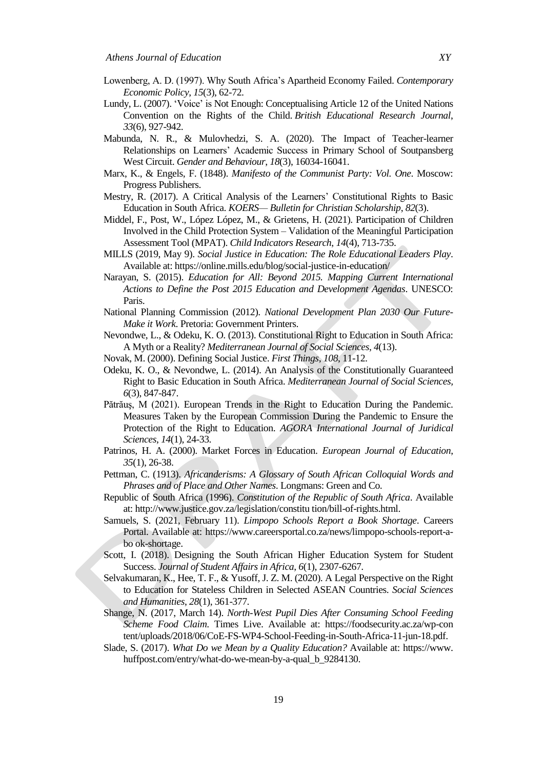Lowenberg, A. D. (1997). Why South Africa's Apartheid Economy Failed. *Contemporary Economic Policy*, *15*(3), 62-72.

Lundy, L. (2007). 'Voice' is Not Enough: Conceptualising Article 12 of the United Nations Convention on the Rights of the Child. *British Educational Research Journal*, *33*(6), 927-942.

Mabunda, N. R., & Mulovhedzi, S. A. (2020). The Impact of Teacher-learner Relationships on Learners' Academic Success in Primary School of Soutpansberg West Circuit. *Gender and Behaviour*, *18*(3), 16034-16041.

Marx, K., & Engels, F. (1848). *Manifesto of the Communist Party: Vol. One*. Moscow: Progress Publishers.

Mestry, R. (2017). A Critical Analysis of the Learners' Constitutional Rights to Basic Education in South Africa. *KOERS— Bulletin for Christian Scholarship*, *82*(3).

Middel, F., Post, W., López López, M., & Grietens, H. (2021). Participation of Children Involved in the Child Protection System – Validation of the Meaningful Participation Assessment Tool (MPAT). *Child Indicators Research*, *14*(4), 713-735.

MILLS (2019, May 9). *Social Justice in Education: The Role Educational Leaders Play*. Available at: https://online.mills.edu/blog/social-justice-in-education/

Narayan, S. (2015). *Education for All: Beyond 2015. Mapping Current International Actions to Define the Post 2015 Education and Development Agendas*. UNESCO: Paris.

National Planning Commission (2012). *National Development Plan 2030 Our Future-Make it Work*. Pretoria: Government Printers.

Nevondwe, L., & Odeku, K. O. (2013). Constitutional Right to Education in South Africa: A Myth or a Reality? *Mediterranean Journal of Social Sciences*, *4*(13).

Novak, M. (2000). Defining Social Justice. *First Things*, *108*, 11-12.

Odeku, K. O., & Nevondwe, L. (2014). An Analysis of the Constitutionally Guaranteed Right to Basic Education in South Africa. *Mediterranean Journal of Social Sciences, 6*(3), 847-847.

Pătrăuș, M (2021). European Trends in the Right to Education During the Pandemic. Measures Taken by the European Commission During the Pandemic to Ensure the Protection of the Right to Education. *AGORA International Journal of Juridical Sciences*, *14*(1), 24-33.

Patrinos, H. A. (2000). Market Forces in Education. *European Journal of Education*, *35*(1), 26-38.

Pettman, C. (1913). *Africanderisms: A Glossary of South African Colloquial Words and Phrases and of Place and Other Names*. Longmans: Green and Co.

Republic of South Africa (1996). *Constitution of the Republic of South Africa*. Available at: http://www.justice.gov.za/legislation/constitu tion/bill-of-rights.html.

Samuels, S. (2021, February 11). *Limpopo Schools Report a Book Shortage*. Careers Portal. Available at: https://www.careersportal.co.za/news/limpopo-schools-report-a-bo ok-shortage.

Scott, I. (2018). Designing the South African Higher Education System for Student Success. *Journal of Student Affairs in Africa*, *6*(1), 2307-6267.

Selvakumaran, K., Hee, T. F., & Yusoff, J. Z. M. (2020). A Legal Perspective on the Right to Education for Stateless Children in Selected ASEAN Countries. *Social Sciences and Humanities*, *28*(1), 361-377.

Shange, N. (2017, March 14). *North-West Pupil Dies After Consuming School Feeding Scheme Food Claim*. Times Live. Available at: https://foodsecurity.ac.za/wp-con tent/uploads/2018/06/CoE-FS-WP4-School-Feeding-in-South-Africa-11-jun-18.pdf.

Slade, S. (2017). *What Do we Mean by a Quality Education?* Available at: https://www. huffpost.com/entry/what-do-we-mean-by-a-qual_b_9284130.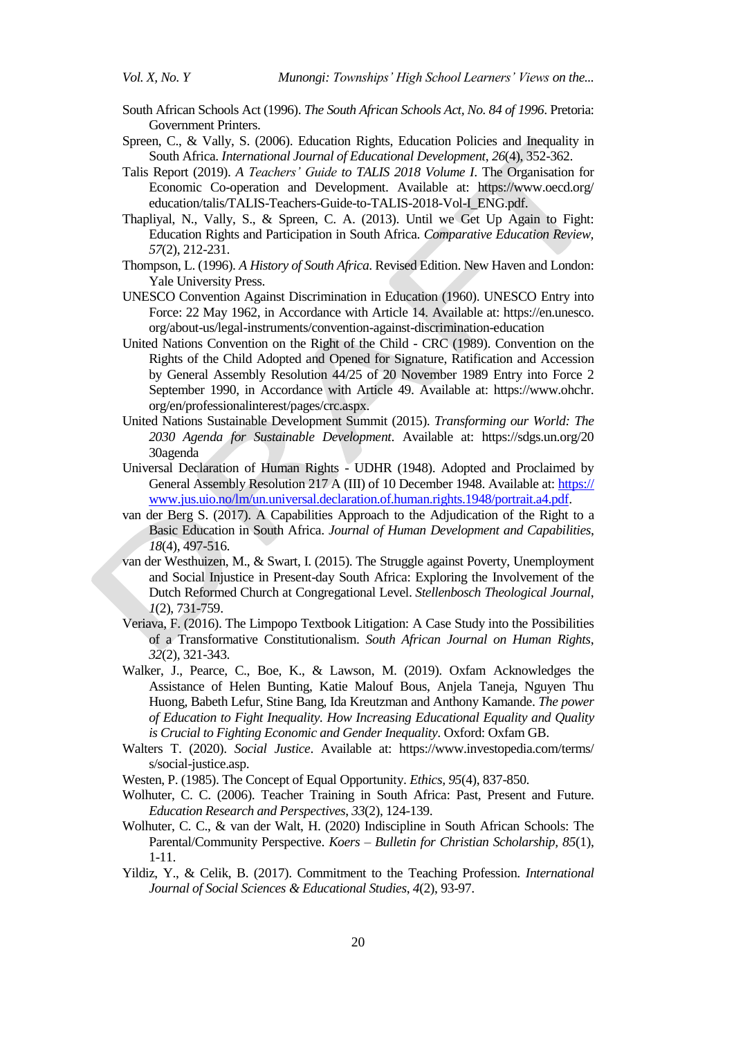South African Schools Act (1996). *The South African Schools Act, No. 84 of 1996*. Pretoria: Government Printers.

Spreen, C., & Vally, S. (2006). Education Rights, Education Policies and Inequality in South Africa. *International Journal of Educational Development*, *26*(4), 352-362.

Talis Report (2019). *A Teachers' Guide to TALIS 2018 Volume I*. The Organisation for Economic Co-operation and Development. Available at: https://www.oecd.org/education/talis/TALIS-Teachers-Guide-to-TALIS-2018-Vol-I_ENG.pdf.

Thapliyal, N., Vally, S., & Spreen, C. A. (2013). Until we Get Up Again to Fight: Education Rights and Participation in South Africa. *Comparative Education Review*, *57*(2), 212-231.

Thompson, L. (1996). *A History of South Africa*. Revised Edition. New Haven and London: Yale University Press.

UNESCO Convention Against Discrimination in Education (1960). UNESCO Entry into Force: 22 May 1962, in Accordance with Article 14. Available at: https://en.unesco.org/about-us/legal-instruments/convention-against-discrimination-education

United Nations Convention on the Right of the Child - CRC (1989). Convention on the Rights of the Child Adopted and Opened for Signature, Ratification and Accession by General Assembly Resolution 44/25 of 20 November 1989 Entry into Force 2 September 1990, in Accordance with Article 49. Available at: https://www.ohchr.org/en/professionalinterest/pages/crc.aspx.

United Nations Sustainable Development Summit (2015). *Transforming our World: The 2030 Agenda for Sustainable Development*. Available at: https://sdgs.un.org/2030agenda

Universal Declaration of Human Rights - UDHR (1948). Adopted and Proclaimed by General Assembly Resolution 217 A (III) of 10 December 1948. Available at: https://www.jus.uio.no/lm/un.universal.declaration.of.human.rights.1948/portrait.a4.pdf.

van der Berg S. (2017). A Capabilities Approach to the Adjudication of the Right to a Basic Education in South Africa. *Journal of Human Development and Capabilities*, *18*(4), 497-516.

van der Westhuizen, M., & Swart, I. (2015). The Struggle against Poverty, Unemployment and Social Injustice in Present-day South Africa: Exploring the Involvement of the Dutch Reformed Church at Congregational Level. *Stellenbosch Theological Journal*, *1*(2), 731-759.

Veriava, F. (2016). The Limpopo Textbook Litigation: A Case Study into the Possibilities of a Transformative Constitutionalism. *South African Journal on Human Rights*, *32*(2), 321-343.

Walker, J., Pearce, C., Boe, K., & Lawson, M. (2019). Oxfam Acknowledges the Assistance of Helen Bunting, Katie Malouf Bous, Anjela Taneja, Nguyen Thu Huong, Babeth Lefur, Stine Bang, Ida Kreutzman and Anthony Kamande. *The power of Education to Fight Inequality. How Increasing Educational Equality and Quality is Crucial to Fighting Economic and Gender Inequality*. Oxford: Oxfam GB.

Walters T. (2020). *Social Justice*. Available at: https://www.investopedia.com/terms/s/social-justice.asp.

Westen, P. (1985). The Concept of Equal Opportunity. *Ethics*, *95*(4), 837-850.

Wolhuter, C. C. (2006). Teacher Training in South Africa: Past, Present and Future. *Education Research and Perspectives*, *33*(2), 124-139.

Wolhuter, C. C., & van der Walt, H. (2020) Indiscipline in South African Schools: The Parental/Community Perspective. *Koers – Bulletin for Christian Scholarship*, *85*(1), 1-11.

Yildiz, Y., & Celik, B. (2017). Commitment to the Teaching Profession. *International Journal of Social Sciences & Educational Studies*, *4*(2), 93-97.